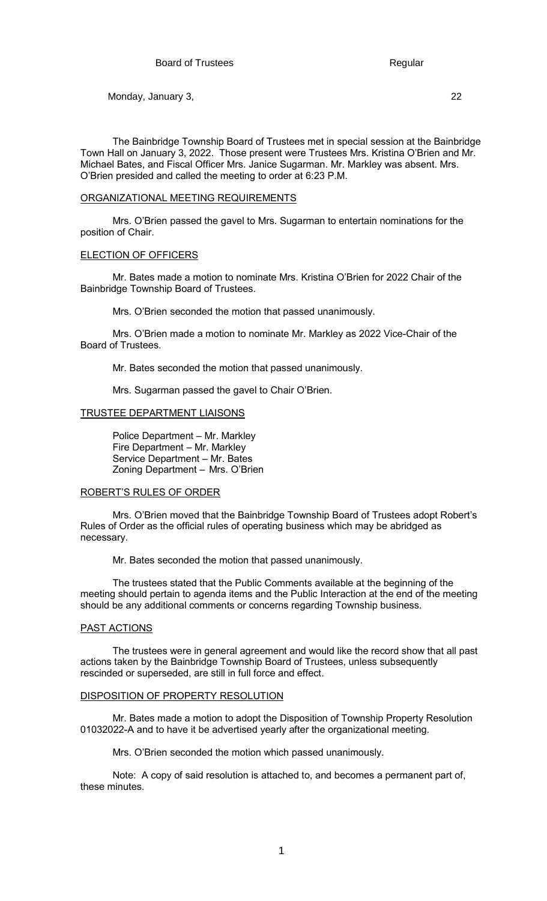Board of Trustees Regular

Monday, January 3, 22

The Bainbridge Township Board of Trustees met in special session at the Bainbridge Town Hall on January 3, 2022. Those present were Trustees Mrs. Kristina O'Brien and Mr. Michael Bates, and Fiscal Officer Mrs. Janice Sugarman. Mr. Markley was absent. Mrs. O'Brien presided and called the meeting to order at 6:23 P.M.

## ORGANIZATIONAL MEETING REQUIREMENTS

Mrs. O'Brien passed the gavel to Mrs. Sugarman to entertain nominations for the position of Chair.

## ELECTION OF OFFICERS

Mr. Bates made a motion to nominate Mrs. Kristina O'Brien for 2022 Chair of the Bainbridge Township Board of Trustees.

Mrs. O'Brien seconded the motion that passed unanimously.

Mrs. O'Brien made a motion to nominate Mr. Markley as 2022 Vice-Chair of the Board of Trustees.

Mr. Bates seconded the motion that passed unanimously.

Mrs. Sugarman passed the gavel to Chair O'Brien.

## TRUSTEE DEPARTMENT LIAISONS

Police Department – Mr. Markley
Fire Department – Mr. Markley
Service Department – Mr. Bates
Zoning Department – Mrs. O'Brien

## ROBERT'S RULES OF ORDER

Mrs. O'Brien moved that the Bainbridge Township Board of Trustees adopt Robert's Rules of Order as the official rules of operating business which may be abridged as necessary.

Mr. Bates seconded the motion that passed unanimously.

The trustees stated that the Public Comments available at the beginning of the meeting should pertain to agenda items and the Public Interaction at the end of the meeting should be any additional comments or concerns regarding Township business.

## PAST ACTIONS

The trustees were in general agreement and would like the record show that all past actions taken by the Bainbridge Township Board of Trustees, unless subsequently rescinded or superseded, are still in full force and effect.

## DISPOSITION OF PROPERTY RESOLUTION

Mr. Bates made a motion to adopt the Disposition of Township Property Resolution 01032022-A and to have it be advertised yearly after the organizational meeting.

Mrs. O'Brien seconded the motion which passed unanimously.

Note: A copy of said resolution is attached to, and becomes a permanent part of, these minutes.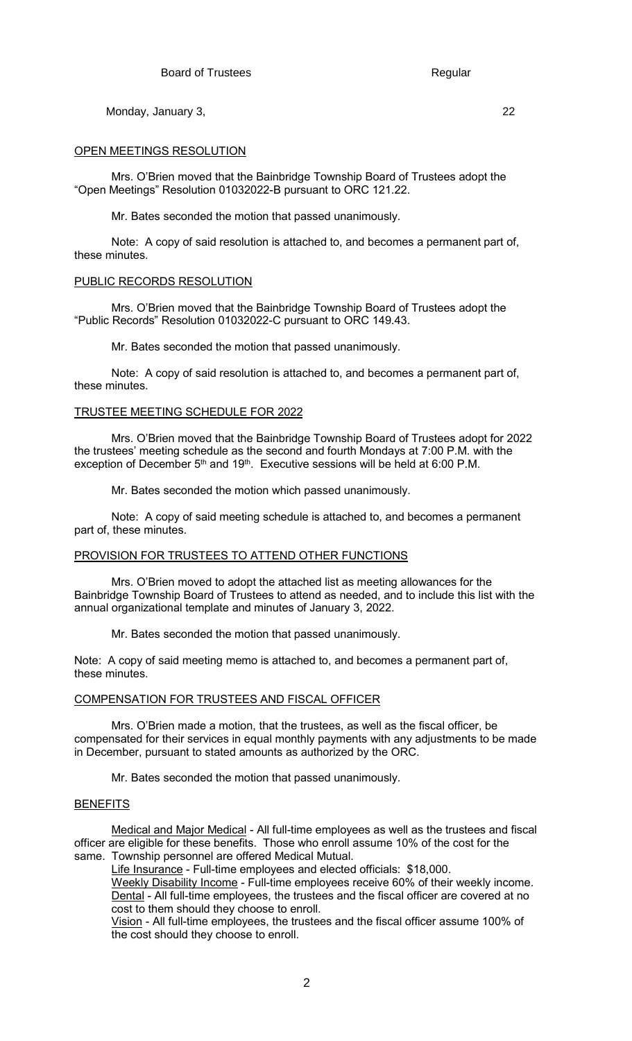## OPEN MEETINGS RESOLUTION

Mrs. O'Brien moved that the Bainbridge Township Board of Trustees adopt the "Open Meetings" Resolution 01032022-B pursuant to ORC 121.22.

Mr. Bates seconded the motion that passed unanimously.

Note: A copy of said resolution is attached to, and becomes a permanent part of, these minutes.

## PUBLIC RECORDS RESOLUTION

Mrs. O'Brien moved that the Bainbridge Township Board of Trustees adopt the "Public Records" Resolution 01032022-C pursuant to ORC 149.43.

Mr. Bates seconded the motion that passed unanimously.

Note: A copy of said resolution is attached to, and becomes a permanent part of, these minutes.

## TRUSTEE MEETING SCHEDULE FOR 2022

Mrs. O'Brien moved that the Bainbridge Township Board of Trustees adopt for 2022 the trustees' meeting schedule as the second and fourth Mondays at 7:00 P.M. with the exception of December 5th and 19th. Executive sessions will be held at 6:00 P.M.

Mr. Bates seconded the motion which passed unanimously.

Note: A copy of said meeting schedule is attached to, and becomes a permanent part of, these minutes.

## PROVISION FOR TRUSTEES TO ATTEND OTHER FUNCTIONS

Mrs. O'Brien moved to adopt the attached list as meeting allowances for the Bainbridge Township Board of Trustees to attend as needed, and to include this list with the annual organizational template and minutes of January 3, 2022.

Mr. Bates seconded the motion that passed unanimously.

Note: A copy of said meeting memo is attached to, and becomes a permanent part of, these minutes.

## COMPENSATION FOR TRUSTEES AND FISCAL OFFICER

Mrs. O'Brien made a motion, that the trustees, as well as the fiscal officer, be compensated for their services in equal monthly payments with any adjustments to be made in December, pursuant to stated amounts as authorized by the ORC.

Mr. Bates seconded the motion that passed unanimously.

## BENEFITS

Medical and Major Medical - All full-time employees as well as the trustees and fiscal officer are eligible for these benefits. Those who enroll assume 10% of the cost for the same. Township personnel are offered Medical Mutual.

Life Insurance - Full-time employees and elected officials: $18,000.

Weekly Disability Income - Full-time employees receive 60% of their weekly income.

Dental - All full-time employees, the trustees and the fiscal officer are covered at no cost to them should they choose to enroll.

Vision - All full-time employees, the trustees and the fiscal officer assume 100% of the cost should they choose to enroll.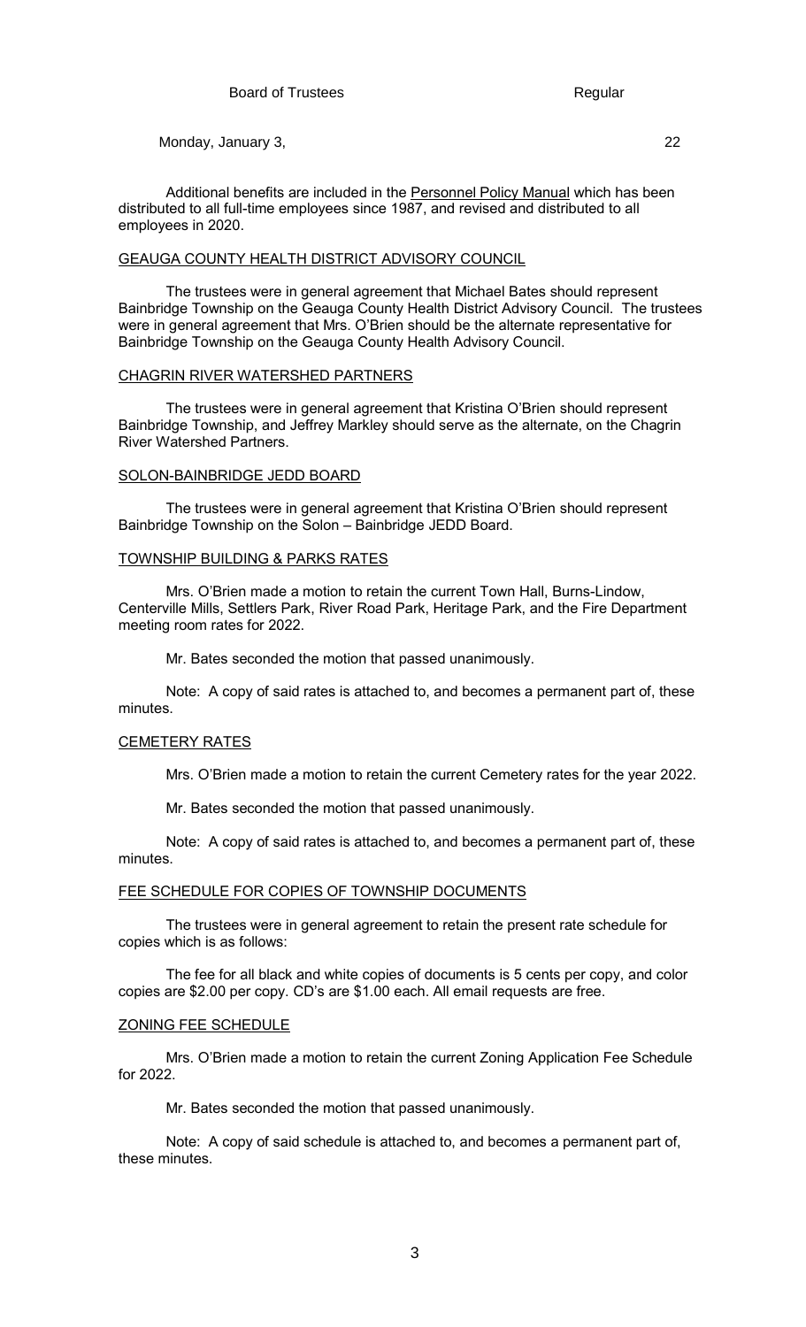Additional benefits are included in the Personnel Policy Manual which has been distributed to all full-time employees since 1987, and revised and distributed to all employees in 2020.

## GEAUGA COUNTY HEALTH DISTRICT ADVISORY COUNCIL

The trustees were in general agreement that Michael Bates should represent Bainbridge Township on the Geauga County Health District Advisory Council. The trustees were in general agreement that Mrs. O'Brien should be the alternate representative for Bainbridge Township on the Geauga County Health Advisory Council.

## CHAGRIN RIVER WATERSHED PARTNERS

The trustees were in general agreement that Kristina O'Brien should represent Bainbridge Township, and Jeffrey Markley should serve as the alternate, on the Chagrin River Watershed Partners.

## SOLON-BAINBRIDGE JEDD BOARD

The trustees were in general agreement that Kristina O'Brien should represent Bainbridge Township on the Solon – Bainbridge JEDD Board.

## TOWNSHIP BUILDING & PARKS RATES

Mrs. O'Brien made a motion to retain the current Town Hall, Burns-Lindow, Centerville Mills, Settlers Park, River Road Park, Heritage Park, and the Fire Department meeting room rates for 2022.

Mr. Bates seconded the motion that passed unanimously.

Note: A copy of said rates is attached to, and becomes a permanent part of, these minutes.

## CEMETERY RATES

Mrs. O'Brien made a motion to retain the current Cemetery rates for the year 2022.

Mr. Bates seconded the motion that passed unanimously.

Note: A copy of said rates is attached to, and becomes a permanent part of, these minutes.

## FEE SCHEDULE FOR COPIES OF TOWNSHIP DOCUMENTS

The trustees were in general agreement to retain the present rate schedule for copies which is as follows:

The fee for all black and white copies of documents is 5 cents per copy, and color copies are $2.00 per copy. CD's are $1.00 each. All email requests are free.

## ZONING FEE SCHEDULE

Mrs. O'Brien made a motion to retain the current Zoning Application Fee Schedule for 2022.

Mr. Bates seconded the motion that passed unanimously.

Note: A copy of said schedule is attached to, and becomes a permanent part of, these minutes.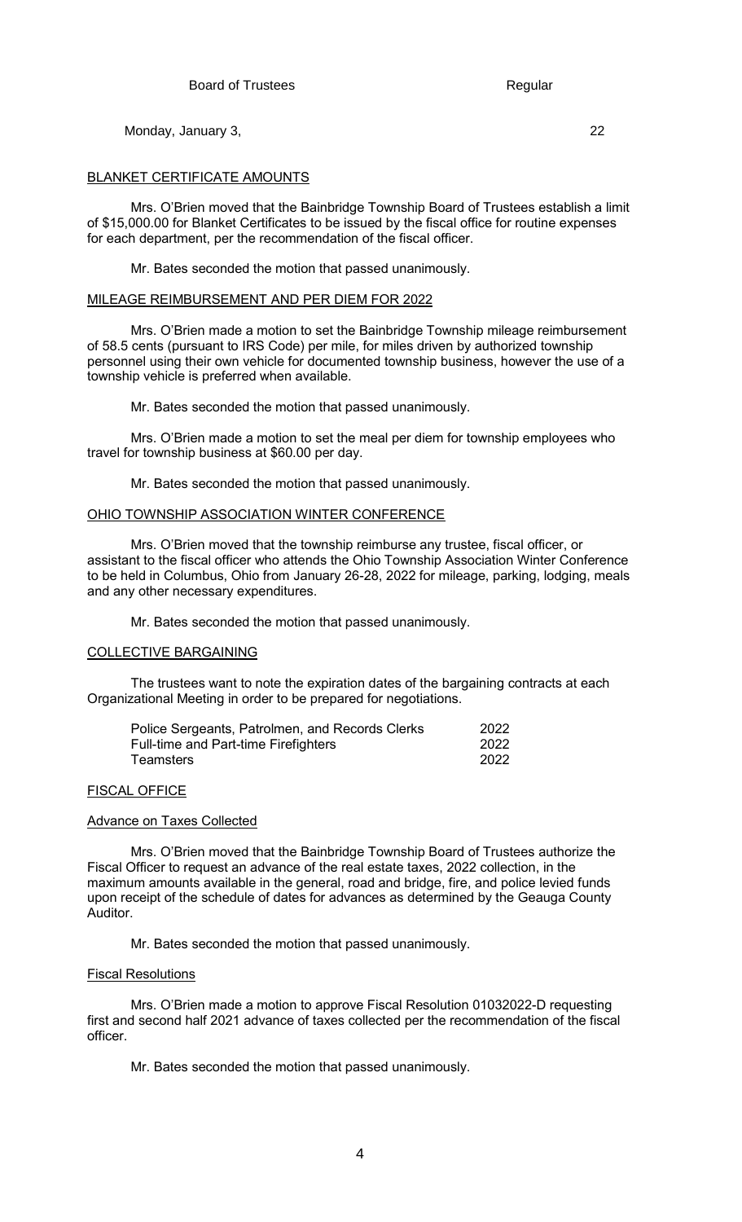BLANKET CERTIFICATE AMOUNTS

Mrs. O'Brien moved that the Bainbridge Township Board of Trustees establish a limit of $15,000.00 for Blanket Certificates to be issued by the fiscal office for routine expenses for each department, per the recommendation of the fiscal officer.

Mr. Bates seconded the motion that passed unanimously.

MILEAGE REIMBURSEMENT AND PER DIEM FOR 2022

Mrs. O'Brien made a motion to set the Bainbridge Township mileage reimbursement of 58.5 cents (pursuant to IRS Code) per mile, for miles driven by authorized township personnel using their own vehicle for documented township business, however the use of a township vehicle is preferred when available.

Mr. Bates seconded the motion that passed unanimously.

Mrs. O'Brien made a motion to set the meal per diem for township employees who travel for township business at $60.00 per day.

Mr. Bates seconded the motion that passed unanimously.

OHIO TOWNSHIP ASSOCIATION WINTER CONFERENCE

Mrs. O'Brien moved that the township reimburse any trustee, fiscal officer, or assistant to the fiscal officer who attends the Ohio Township Association Winter Conference to be held in Columbus, Ohio from January 26-28, 2022 for mileage, parking, lodging, meals and any other necessary expenditures.

Mr. Bates seconded the motion that passed unanimously.

COLLECTIVE BARGAINING

The trustees want to note the expiration dates of the bargaining contracts at each Organizational Meeting in order to be prepared for negotiations.

| | |
|---|---|
| Police Sergeants, Patrolmen, and Records Clerks | 2022 |
| Full-time and Part-time Firefighters | 2022 |
| Teamsters | 2022 |

FISCAL OFFICE

Advance on Taxes Collected

Mrs. O'Brien moved that the Bainbridge Township Board of Trustees authorize the Fiscal Officer to request an advance of the real estate taxes, 2022 collection, in the maximum amounts available in the general, road and bridge, fire, and police levied funds upon receipt of the schedule of dates for advances as determined by the Geauga County Auditor.

Mr. Bates seconded the motion that passed unanimously.

Fiscal Resolutions

Mrs. O'Brien made a motion to approve Fiscal Resolution 01032022-D requesting first and second half 2021 advance of taxes collected per the recommendation of the fiscal officer.

Mr. Bates seconded the motion that passed unanimously.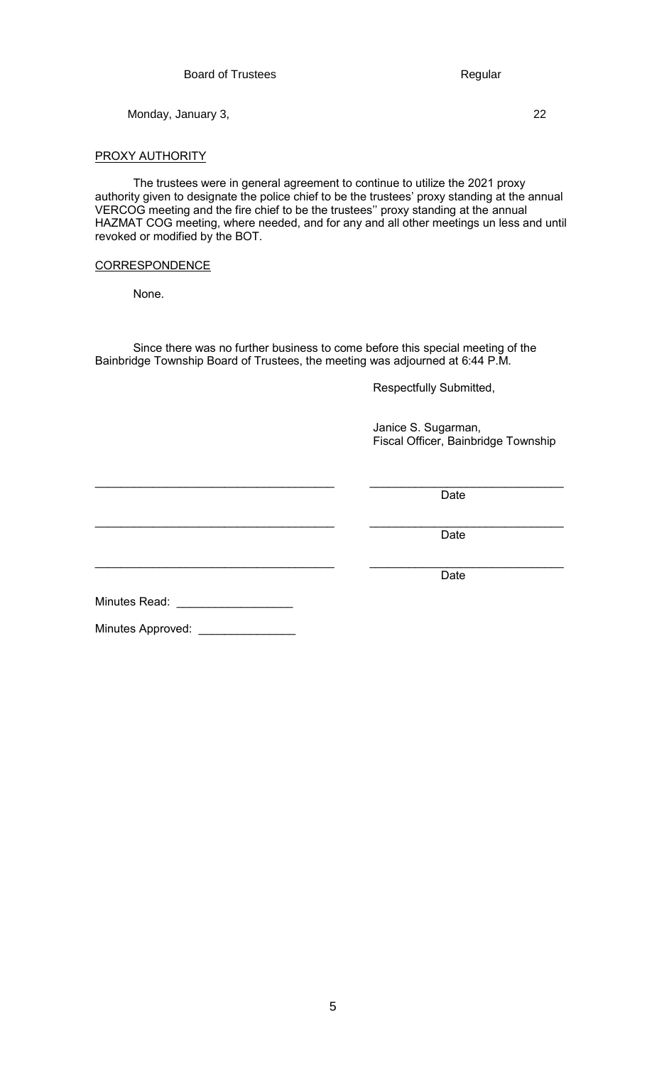## PROXY AUTHORITY

The trustees were in general agreement to continue to utilize the 2021 proxy authority given to designate the police chief to be the trustees' proxy standing at the annual VERCOG meeting and the fire chief to be the trustees'' proxy standing at the annual HAZMAT COG meeting, where needed, and for any and all other meetings un less and until revoked or modified by the BOT.

## CORRESPONDENCE

None.

Since there was no further business to come before this special meeting of the Bainbridge Township Board of Trustees, the meeting was adjourned at 6:44 P.M.

Respectfully Submitted,

Janice S. Sugarman,
Fiscal Officer, Bainbridge Township

\_\_\_\_\_\_\_\_\_\_\_\_\_\_\_\_\_\_\_\_\_\_\_\_\_\_\_\_\_\_\_\_\_\_\_\_ \_\_\_\_\_\_\_\_\_\_\_\_\_\_\_\_\_\_\_\_\_\_\_\_\_\_\_\_\_\_
Date

\_\_\_\_\_\_\_\_\_\_\_\_\_\_\_\_\_\_\_\_\_\_\_\_\_\_\_\_\_\_\_\_\_\_\_\_ \_\_\_\_\_\_\_\_\_\_\_\_\_\_\_\_\_\_\_\_\_\_\_\_\_\_\_\_\_\_
Date

\_\_\_\_\_\_\_\_\_\_\_\_\_\_\_\_\_\_\_\_\_\_\_\_\_\_\_\_\_\_\_\_\_\_\_\_ \_\_\_\_\_\_\_\_\_\_\_\_\_\_\_\_\_\_\_\_\_\_\_\_\_\_\_\_\_\_
Date

Minutes Read: \_\_\_\_\_\_\_\_\_\_\_\_\_\_\_\_\_\_

Minutes Approved: \_\_\_\_\_\_\_\_\_\_\_\_\_\_\_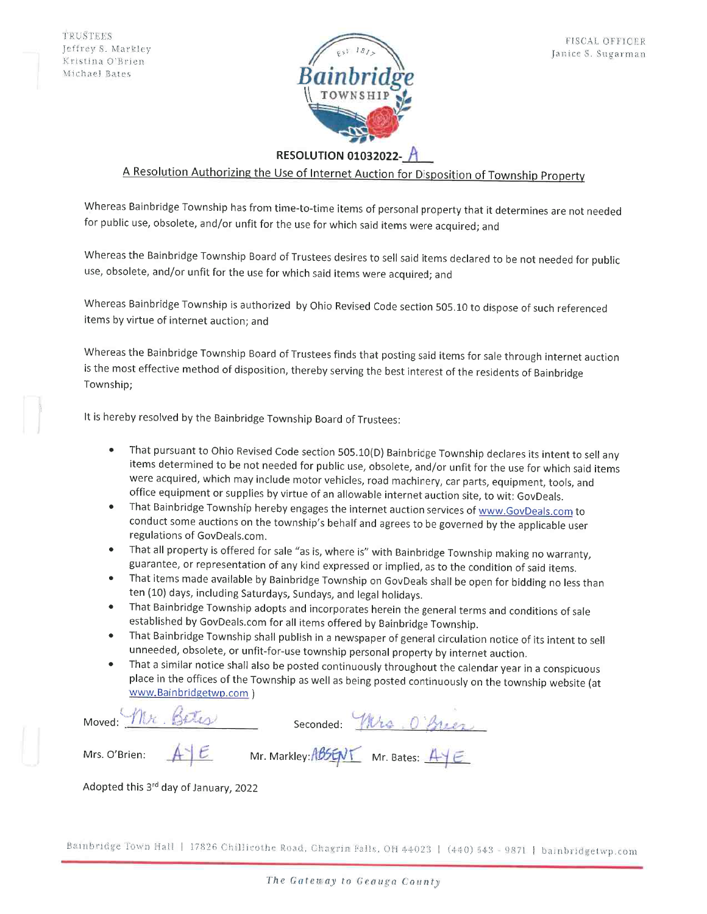TRUSTEES
Jeffrey S. Markley
Kristina O'Brien
Michael Bates

FISCAL OFFICER
Janice S. Sugarman

Bainbridge TOWNSHIP Est 1817

## RESOLUTION 01032022-A

A Resolution Authorizing the Use of Internet Auction for Disposition of Township Property

Whereas Bainbridge Township has from time-to-time items of personal property that it determines are not needed for public use, obsolete, and/or unfit for the use for which said items were acquired; and

Whereas the Bainbridge Township Board of Trustees desires to sell said items declared to be not needed for public use, obsolete, and/or unfit for the use for which said items were acquired; and

Whereas Bainbridge Township is authorized by Ohio Revised Code section 505.10 to dispose of such referenced items by virtue of internet auction; and

Whereas the Bainbridge Township Board of Trustees finds that posting said items for sale through internet auction is the most effective method of disposition, thereby serving the best interest of the residents of Bainbridge Township;

It is hereby resolved by the Bainbridge Township Board of Trustees:

- That pursuant to Ohio Revised Code section 505.10(D) Bainbridge Township declares its intent to sell any items determined to be not needed for public use, obsolete, and/or unfit for the use for which said items were acquired, which may include motor vehicles, road machinery, car parts, equipment, tools, and office equipment or supplies by virtue of an allowable internet auction site, to wit: GovDeals.
- That Bainbridge Township hereby engages the internet auction services of www.GovDeals.com to conduct some auctions on the township's behalf and agrees to be governed by the applicable user regulations of GovDeals.com.
- That all property is offered for sale "as is, where is" with Bainbridge Township making no warranty, guarantee, or representation of any kind expressed or implied, as to the condition of said items.
- That items made available by Bainbridge Township on GovDeals shall be open for bidding no less than ten (10) days, including Saturdays, Sundays, and legal holidays.
- That Bainbridge Township adopts and incorporates herein the general terms and conditions of sale established by GovDeals.com for all items offered by Bainbridge Township.
- That Bainbridge Township shall publish in a newspaper of general circulation notice of its intent to sell unneeded, obsolete, or unfit-for-use township personal property by internet auction.
- That a similar notice shall also be posted continuously throughout the calendar year in a conspicuous place in the offices of the Township as well as being posted continuously on the township website (at www.Bainbridgetwp.com )

Moved: Mr. Bates Seconded: Mrs. O'Brien

Mrs. O'Brien: AYE Mr. Markley: ABSENT Mr. Bates: AYE

Adopted this 3rd day of January, 2022

Bainbridge Town Hall | 17826 Chillicothe Road, Chagrin Falls, OH 44023 | (440) 543 - 9871 | bainbridgetwp.com

*The Gateway to Geauga County*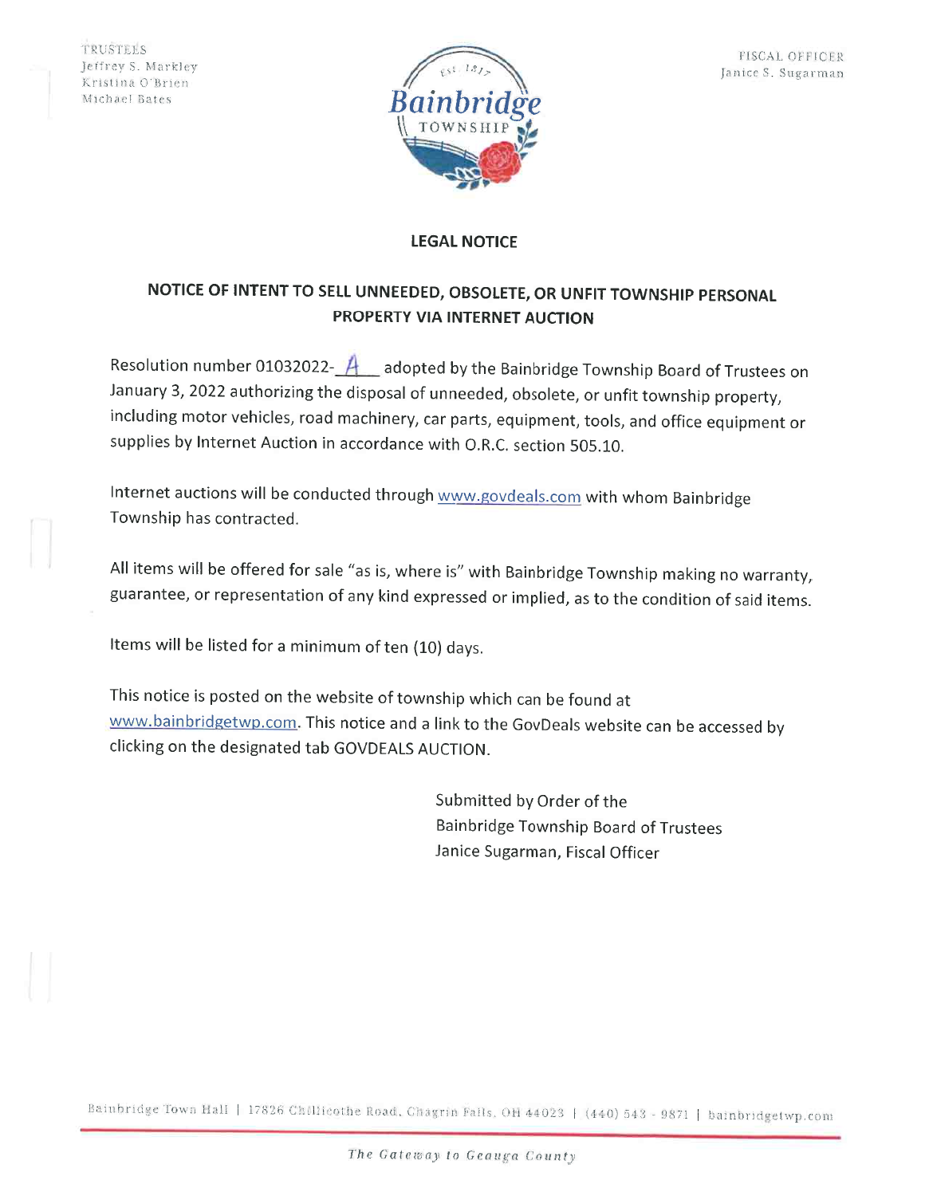TRUSTEES
Jeffrey S. Markley
Kristina O'Brien
Michael Bates

Est. 1817
Bainbridge
TOWNSHIP

FISCAL OFFICER
Janice S. Sugarman

**LEGAL NOTICE**

**NOTICE OF INTENT TO SELL UNNEEDED, OBSOLETE, OR UNFIT TOWNSHIP PERSONAL PROPERTY VIA INTERNET AUCTION**

Resolution number 01032022-A adopted by the Bainbridge Township Board of Trustees on January 3, 2022 authorizing the disposal of unneeded, obsolete, or unfit township property, including motor vehicles, road machinery, car parts, equipment, tools, and office equipment or supplies by Internet Auction in accordance with O.R.C. section 505.10.

Internet auctions will be conducted through www.govdeals.com with whom Bainbridge Township has contracted.

All items will be offered for sale "as is, where is" with Bainbridge Township making no warranty, guarantee, or representation of any kind expressed or implied, as to the condition of said items.

Items will be listed for a minimum of ten (10) days.

This notice is posted on the website of township which can be found at www.bainbridgetwp.com. This notice and a link to the GovDeals website can be accessed by clicking on the designated tab GOVDEALS AUCTION.

Submitted by Order of the
Bainbridge Township Board of Trustees
Janice Sugarman, Fiscal Officer

Bainbridge Town Hall | 17826 Chillicothe Road, Chagrin Falls, OH 44023 | (440) 543 - 9871 | bainbridgetwp.com

*The Gateway to Geauga County*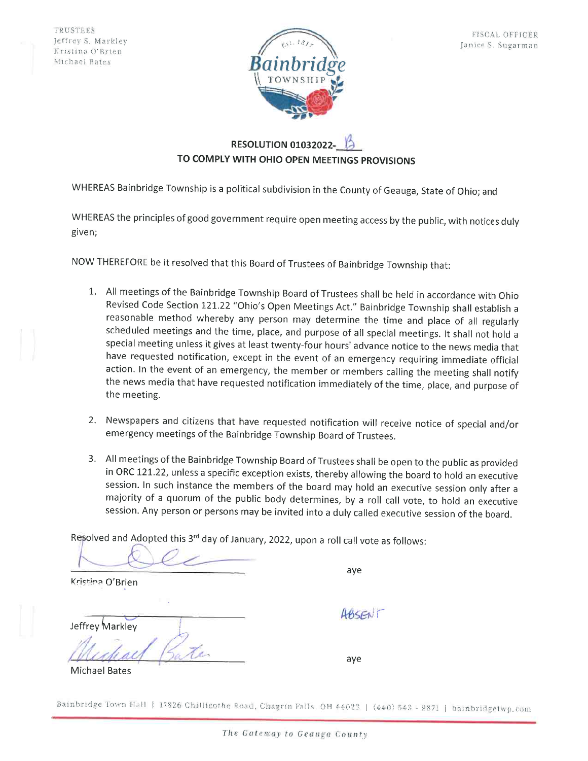TRUSTEES
Jeffrey S. Markley
Kristina O'Brien
Michael Bates

FISCAL OFFICER
Janice S. Sugarman

## RESOLUTION 01032022-B
## TO COMPLY WITH OHIO OPEN MEETINGS PROVISIONS

WHEREAS Bainbridge Township is a political subdivision in the County of Geauga, State of Ohio; and

WHEREAS the principles of good government require open meeting access by the public, with notices duly given;

NOW THEREFORE be it resolved that this Board of Trustees of Bainbridge Township that:

1. All meetings of the Bainbridge Township Board of Trustees shall be held in accordance with Ohio Revised Code Section 121.22 "Ohio's Open Meetings Act." Bainbridge Township shall establish a reasonable method whereby any person may determine the time and place of all regularly scheduled meetings and the time, place, and purpose of all special meetings. It shall not hold a special meeting unless it gives at least twenty-four hours' advance notice to the news media that have requested notification, except in the event of an emergency requiring immediate official action. In the event of an emergency, the member or members calling the meeting shall notify the news media that have requested notification immediately of the time, place, and purpose of the meeting.

2. Newspapers and citizens that have requested notification will receive notice of special and/or emergency meetings of the Bainbridge Township Board of Trustees.

3. All meetings of the Bainbridge Township Board of Trustees shall be open to the public as provided in ORC 121.22, unless a specific exception exists, thereby allowing the board to hold an executive session. In such instance the members of the board may hold an executive session only after a majority of a quorum of the public body determines, by a roll call vote, to hold an executive session. Any person or persons may be invited into a duly called executive session of the board.

Resolved and Adopted this 3rd day of January, 2022, upon a roll call vote as follows:

Kristina O'Brien — aye

Jeffrey Markley — ABSENT

Michael Bates — aye

Bainbridge Town Hall | 17826 Chillicothe Road, Chagrin Falls, OH 44023 | (440) 543 - 9871 | bainbridgetwp.com

*The Gateway to Geauga County*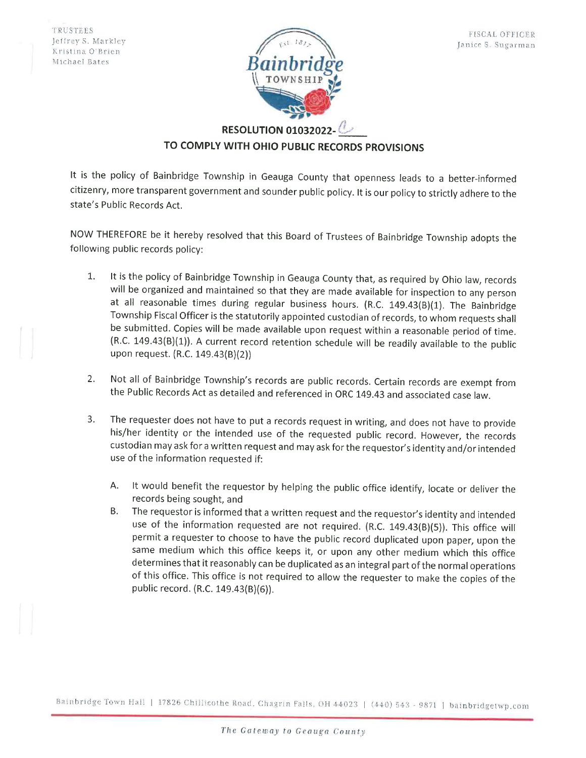TRUSTEES
Jeffrey S. Markley
Kristina O'Brien
Michael Bates

FISCAL OFFICER
Janice S. Sugarman

Bainbridge TOWNSHIP
Est. 1817

## RESOLUTION 01032022-__

## TO COMPLY WITH OHIO PUBLIC RECORDS PROVISIONS

It is the policy of Bainbridge Township in Geauga County that openness leads to a better-informed citizenry, more transparent government and sounder public policy. It is our policy to strictly adhere to the state's Public Records Act.

NOW THEREFORE be it hereby resolved that this Board of Trustees of Bainbridge Township adopts the following public records policy:

1. It is the policy of Bainbridge Township in Geauga County that, as required by Ohio law, records will be organized and maintained so that they are made available for inspection to any person at all reasonable times during regular business hours. (R.C. 149.43(B)(1). The Bainbridge Township Fiscal Officer is the statutorily appointed custodian of records, to whom requests shall be submitted. Copies will be made available upon request within a reasonable period of time. (R.C. 149.43(B)(1)). A current record retention schedule will be readily available to the public upon request. (R.C. 149.43(B)(2))

2. Not all of Bainbridge Township's records are public records. Certain records are exempt from the Public Records Act as detailed and referenced in ORC 149.43 and associated case law.

3. The requester does not have to put a records request in writing, and does not have to provide his/her identity or the intended use of the requested public record. However, the records custodian may ask for a written request and may ask for the requestor's identity and/or intended use of the information requested if:

   A. It would benefit the requestor by helping the public office identify, locate or deliver the records being sought, and
   B. The requestor is informed that a written request and the requestor's identity and intended use of the information requested are not required. (R.C. 149.43(B)(5)). This office will permit a requester to choose to have the public record duplicated upon paper, upon the same medium which this office keeps it, or upon any other medium which this office determines that it reasonably can be duplicated as an integral part of the normal operations of this office. This office is not required to allow the requester to make the copies of the public record. (R.C. 149.43(B)(6)).

Bainbridge Town Hall | 17826 Chillicothe Road, Chagrin Falls, OH 44023 | (440) 543 - 9871 | bainbridgetwp.com

*The Gateway to Geauga County*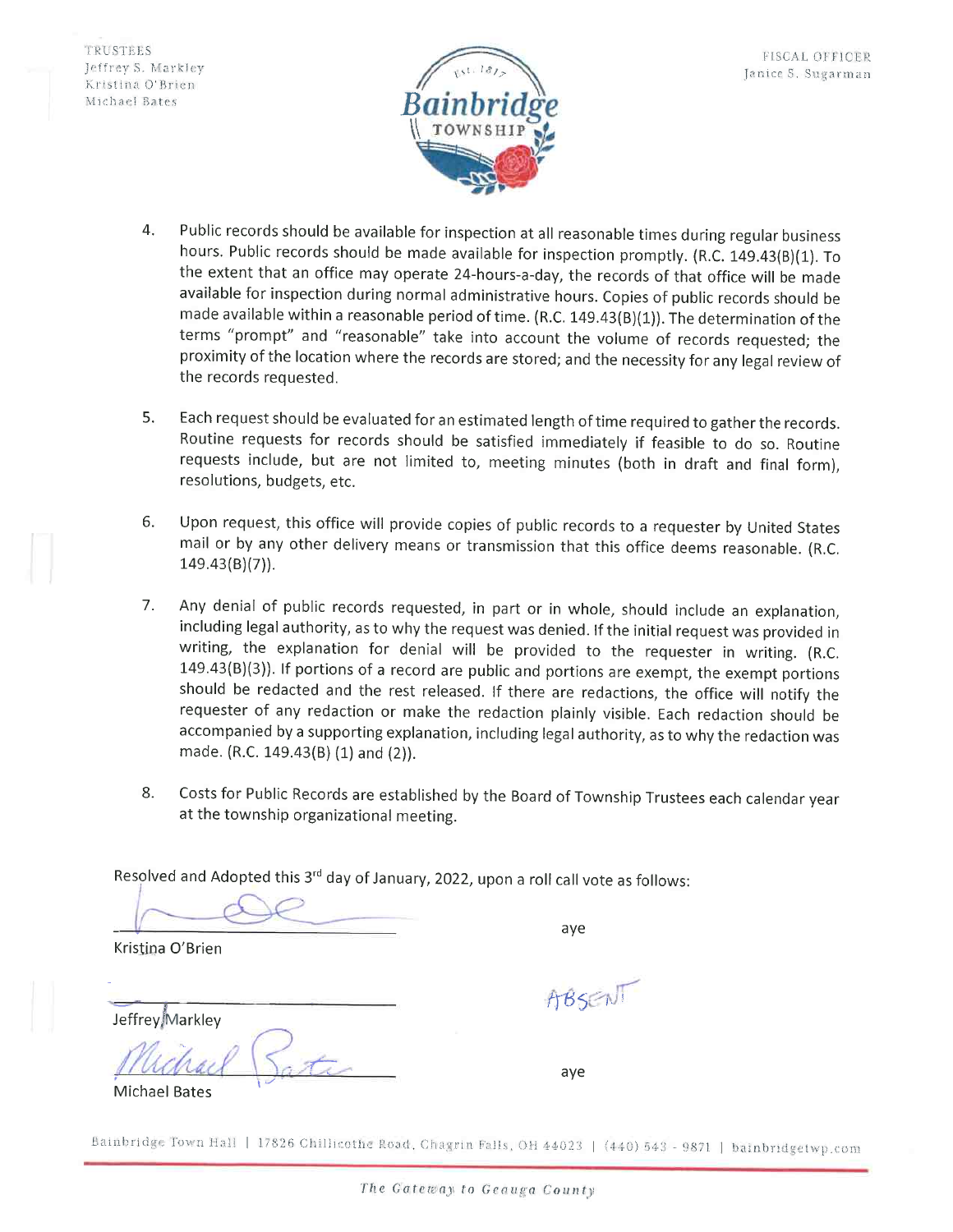TRUSTEES
Jeffrey S. Markley
Kristina O'Brien
Michael Bates

FISCAL OFFICER
Janice S. Sugarman

4. Public records should be available for inspection at all reasonable times during regular business hours. Public records should be made available for inspection promptly. (R.C. 149.43(B)(1). To the extent that an office may operate 24-hours-a-day, the records of that office will be made available for inspection during normal administrative hours. Copies of public records should be made available within a reasonable period of time. (R.C. 149.43(B)(1)). The determination of the terms "prompt" and "reasonable" take into account the volume of records requested; the proximity of the location where the records are stored; and the necessity for any legal review of the records requested.

5. Each request should be evaluated for an estimated length of time required to gather the records. Routine requests for records should be satisfied immediately if feasible to do so. Routine requests include, but are not limited to, meeting minutes (both in draft and final form), resolutions, budgets, etc.

6. Upon request, this office will provide copies of public records to a requester by United States mail or by any other delivery means or transmission that this office deems reasonable. (R.C. 149.43(B)(7)).

7. Any denial of public records requested, in part or in whole, should include an explanation, including legal authority, as to why the request was denied. If the initial request was provided in writing, the explanation for denial will be provided to the requester in writing. (R.C. 149.43(B)(3)). If portions of a record are public and portions are exempt, the exempt portions should be redacted and the rest released. If there are redactions, the office will notify the requester of any redaction or make the redaction plainly visible. Each redaction should be accompanied by a supporting explanation, including legal authority, as to why the redaction was made. (R.C. 149.43(B) (1) and (2)).

8. Costs for Public Records are established by the Board of Township Trustees each calendar year at the township organizational meeting.

Resolved and Adopted this 3rd day of January, 2022, upon a roll call vote as follows:

Kristina O'Brien — aye

Jeffrey Markley — ABSENT

Michael Bates — aye

Bainbridge Town Hall | 17826 Chillicothe Road, Chagrin Falls, OH 44023 | (440) 543 - 9871 | bainbridgetwp.com

*The Gateway to Geauga County*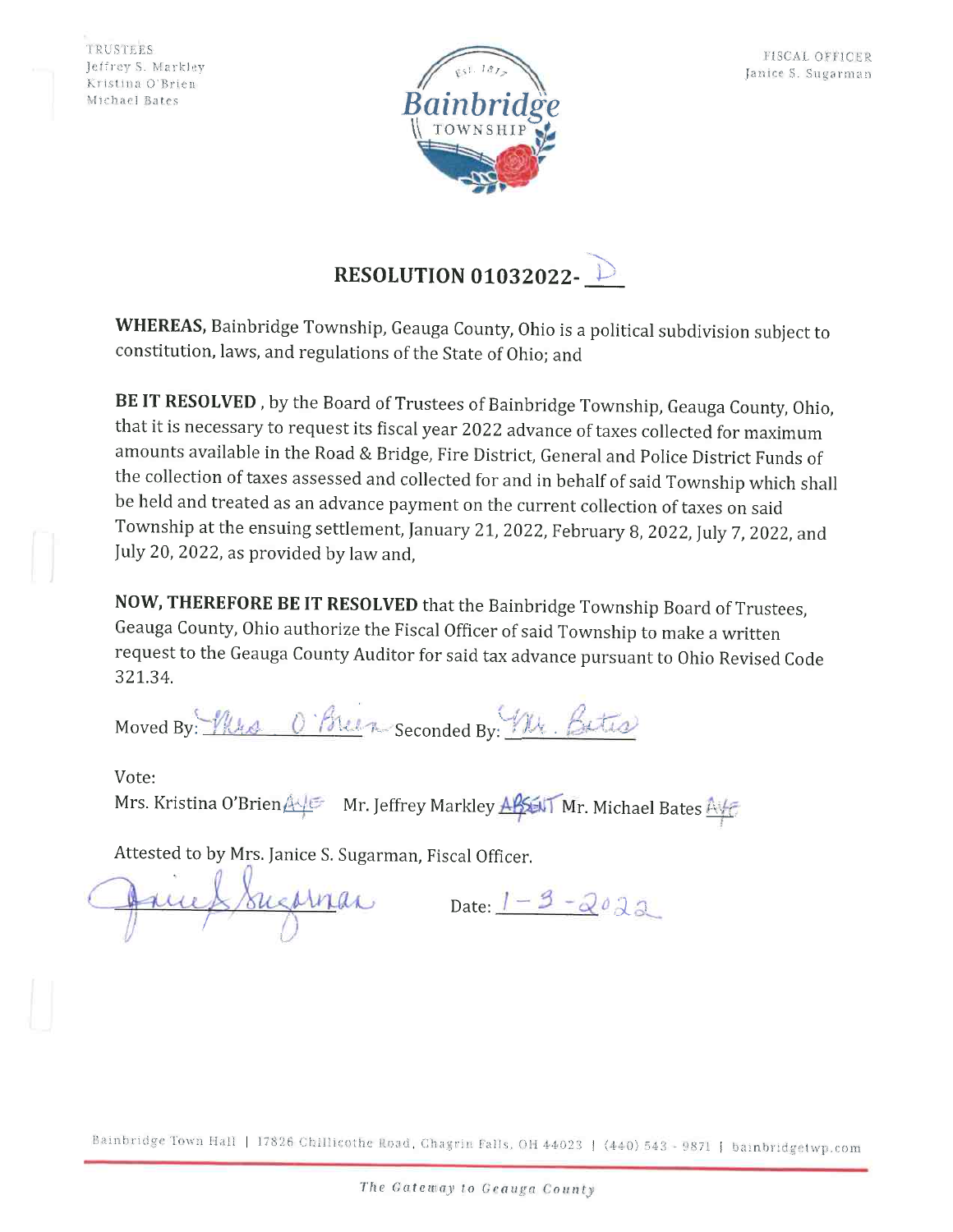TRUSTEES
Jeffrey S. Markley
Kristina O'Brien
Michael Bates

Bainbridge TOWNSHIP
Est. 1817

FISCAL OFFICER
Janice S. Sugarman

# RESOLUTION 01032022-D

**WHEREAS,** Bainbridge Township, Geauga County, Ohio is a political subdivision subject to constitution, laws, and regulations of the State of Ohio; and

**BE IT RESOLVED** , by the Board of Trustees of Bainbridge Township, Geauga County, Ohio, that it is necessary to request its fiscal year 2022 advance of taxes collected for maximum amounts available in the Road & Bridge, Fire District, General and Police District Funds of the collection of taxes assessed and collected for and in behalf of said Township which shall be held and treated as an advance payment on the current collection of taxes on said Township at the ensuing settlement, January 21, 2022, February 8, 2022, July 7, 2022, and July 20, 2022, as provided by law and,

**NOW, THEREFORE BE IT RESOLVED** that the Bainbridge Township Board of Trustees, Geauga County, Ohio authorize the Fiscal Officer of said Township to make a written request to the Geauga County Auditor for said tax advance pursuant to Ohio Revised Code 321.34.

Moved By: Mrs. O'Brien Seconded By: Mr. Bates

Vote:
Mrs. Kristina O'Brien AYE Mr. Jeffrey Markley ABSENT Mr. Michael Bates AYE

Attested to by Mrs. Janice S. Sugarman, Fiscal Officer.

Janice S. Sugarman Date: 1-3-2022

Bainbridge Town Hall | 17826 Chillicothe Road, Chagrin Falls, OH 44023 | (440) 543 - 9871 | bainbridgetwp.com

*The Gateway to Geauga County*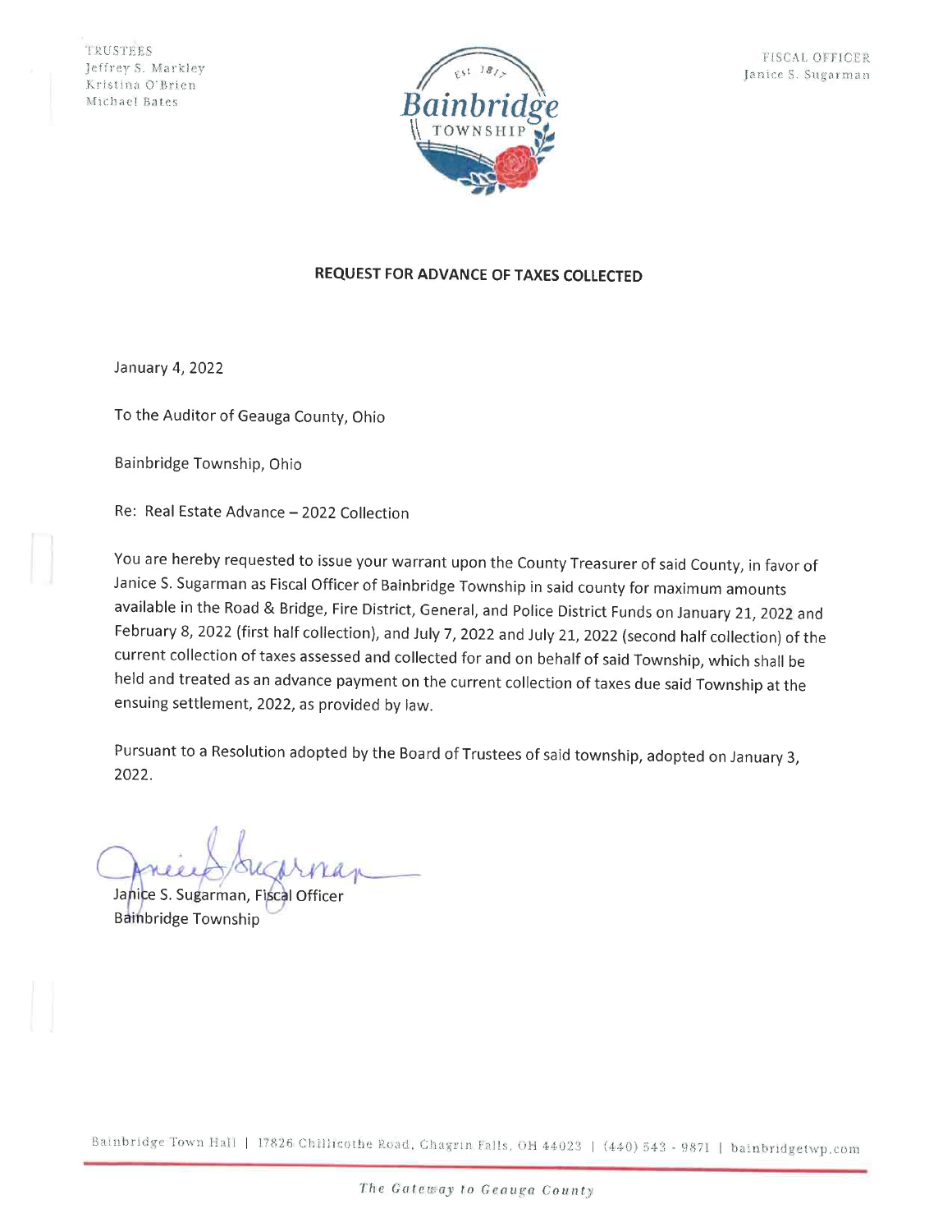TRUSTEES
Jeffrey S. Markley
Kristina O'Brien
Michael Bates

Bainbridge TOWNSHIP
Est 1817

FISCAL OFFICER
Janice S. Sugarman

**REQUEST FOR ADVANCE OF TAXES COLLECTED**

January 4, 2022

To the Auditor of Geauga County, Ohio

Bainbridge Township, Ohio

Re: Real Estate Advance – 2022 Collection

You are hereby requested to issue your warrant upon the County Treasurer of said County, in favor of Janice S. Sugarman as Fiscal Officer of Bainbridge Township in said county for maximum amounts available in the Road & Bridge, Fire District, General, and Police District Funds on January 21, 2022 and February 8, 2022 (first half collection), and July 7, 2022 and July 21, 2022 (second half collection) of the current collection of taxes assessed and collected for and on behalf of said Township, which shall be held and treated as an advance payment on the current collection of taxes due said Township at the ensuing settlement, 2022, as provided by law.

Pursuant to a Resolution adopted by the Board of Trustees of said township, adopted on January 3, 2022.

Janice S. Sugarman, Fiscal Officer
Bainbridge Township

Bainbridge Town Hall | 17826 Chillicothe Road, Chagrin Falls, OH 44023 | (440) 543 - 9871 | bainbridgetwp.com

*The Gateway to Geauga County*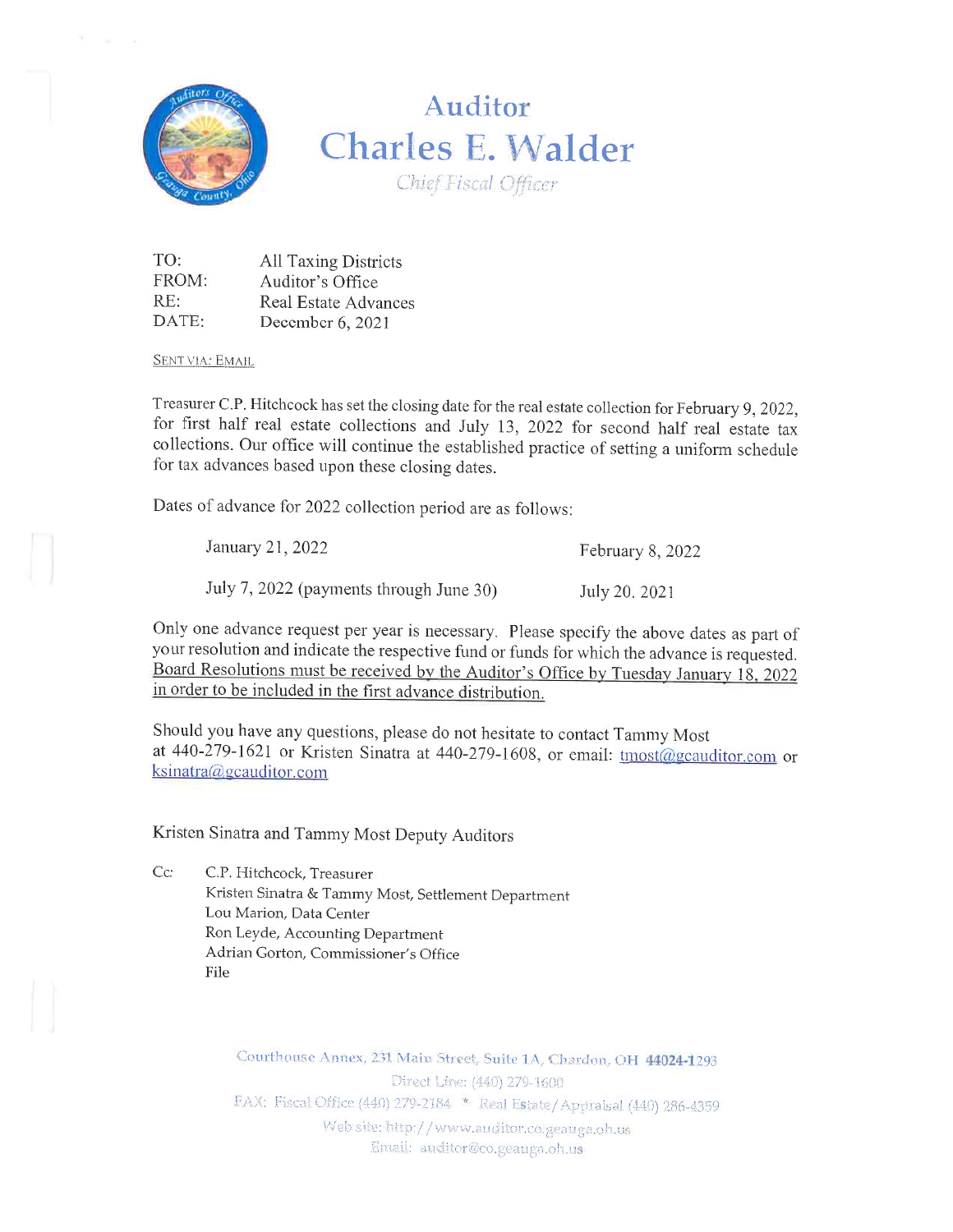# Auditor
# Charles E. Walder

*Chief Fiscal Officer*

| | |
|---|---|
| TO: | All Taxing Districts |
| FROM: | Auditor's Office |
| RE: | Real Estate Advances |
| DATE: | December 6, 2021 |

SENT VIA: EMAIL

Treasurer C.P. Hitchcock has set the closing date for the real estate collection for February 9, 2022, for first half real estate collections and July 13, 2022 for second half real estate tax collections. Our office will continue the established practice of setting a uniform schedule for tax advances based upon these closing dates.

Dates of advance for 2022 collection period are as follows:

| | |
|---|---|
| January 21, 2022 | February 8, 2022 |
| July 7, 2022 (payments through June 30) | July 20. 2021 |

Only one advance request per year is necessary. Please specify the above dates as part of your resolution and indicate the respective fund or funds for which the advance is requested. Board Resolutions must be received by the Auditor's Office by Tuesday January 18, 2022 in order to be included in the first advance distribution.

Should you have any questions, please do not hesitate to contact Tammy Most at 440-279-1621 or Kristen Sinatra at 440-279-1608, or email: tmost@gcauditor.com or ksinatra@gcauditor.com

Kristen Sinatra and Tammy Most Deputy Auditors

Cc: C.P. Hitchcock, Treasurer
Kristen Sinatra & Tammy Most, Settlement Department
Lou Marion, Data Center
Ron Leyde, Accounting Department
Adrian Gorton, Commissioner's Office
File

Courthouse Annex, 231 Main Street, Suite 1A, Chardon, OH 44024-1293
Direct Line: (440) 279-1600
FAX: Fiscal Office (440) 279-2184 * Real Estate/Appraisal (440) 286-4359
Web site: http://www.auditor.co.geauga.oh.us
Email: auditor@co.geauga.oh.us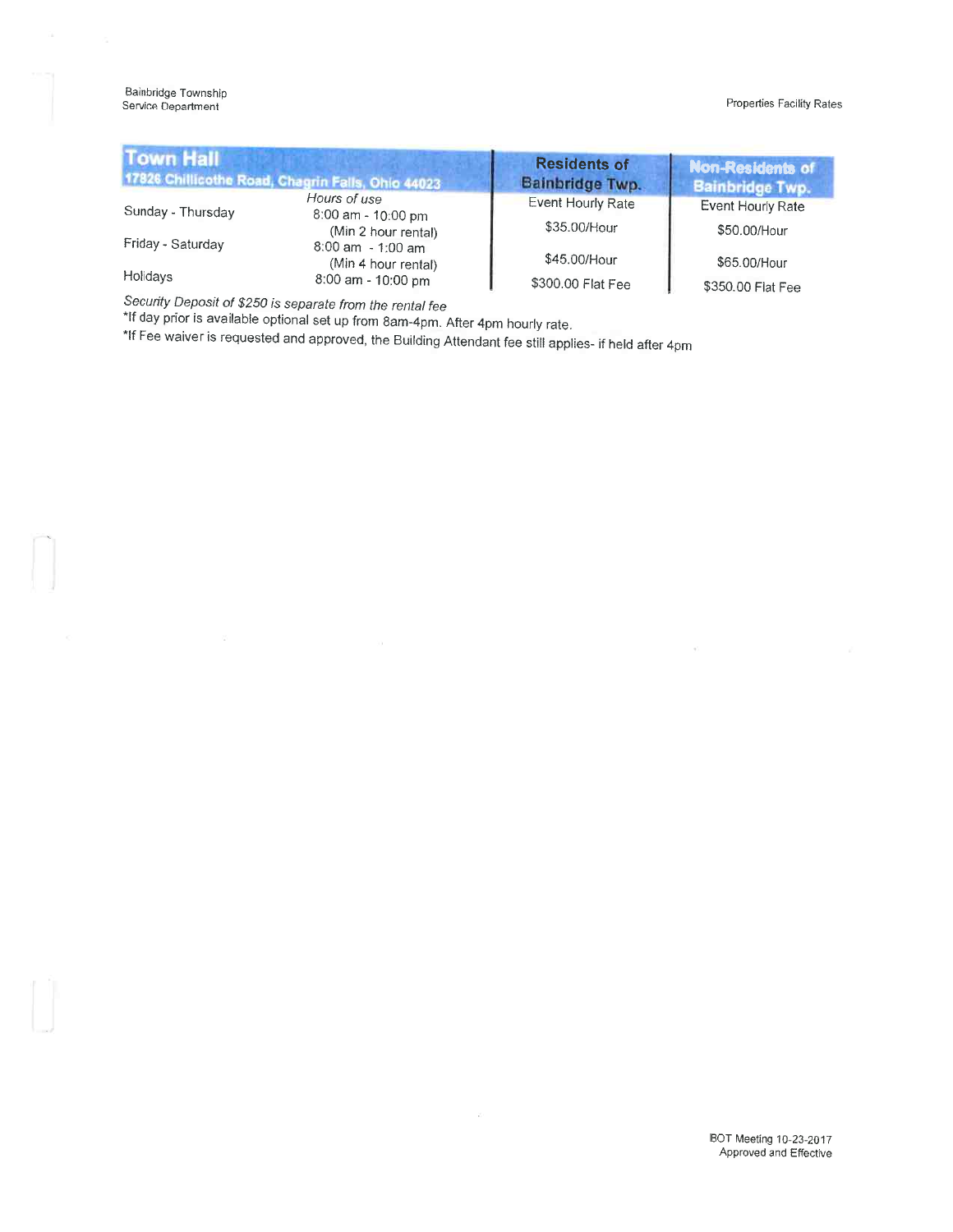Bainbridge Township
Service Department

Properties Facility Rates

| Town Hall<br>17826 Chillicothe Road, Chagrin Falls, Ohio 44023 | Hours of use | Residents of Bainbridge Twp.<br>Event Hourly Rate | Non-Residents of Bainbridge Twp.<br>Event Hourly Rate |
|---|---|---|---|
| Sunday - Thursday | 8:00 am - 10:00 pm<br>(Min 2 hour rental) | $35.00/Hour | $50.00/Hour |
| Friday - Saturday | 8:00 am - 1:00 am<br>(Min 4 hour rental) | $45.00/Hour | $65.00/Hour |
| Holidays | 8:00 am - 10:00 pm | $300.00 Flat Fee | $350.00 Flat Fee |

*Security Deposit of $250 is separate from the rental fee*

*If day prior is available optional set up from 8am-4pm. After 4pm hourly rate.

*If Fee waiver is requested and approved, the Building Attendant fee still applies- if held after 4pm

BOT Meeting 10-23-2017
Approved and Effective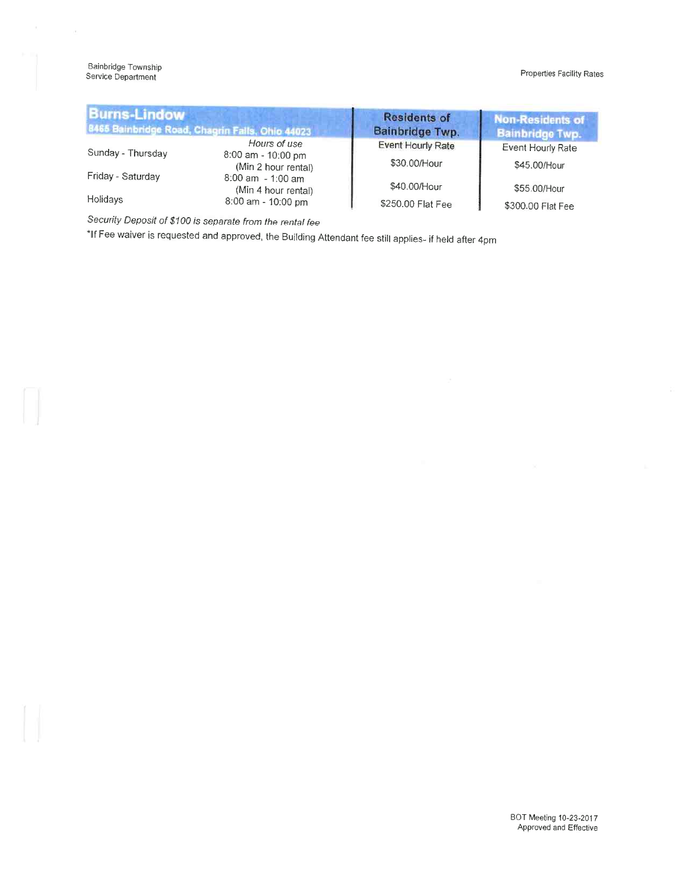Bainbridge Township
Service Department

Properties Facility Rates

| Burns-Lindow<br>8465 Bainbridge Road, Chagrin Falls, Ohio 44023 | *Hours of use* | Residents of Bainbridge Twp.<br>Event Hourly Rate | Non-Residents of Bainbridge Twp.<br>Event Hourly Rate |
|---|---|---|---|
| Sunday - Thursday | 8:00 am - 10:00 pm<br>(Min 2 hour rental) | $30.00/Hour | $45.00/Hour |
| Friday - Saturday | 8:00 am - 1:00 am<br>(Min 4 hour rental) | $40.00/Hour | $55.00/Hour |
| Holidays | 8:00 am - 10:00 pm | $250.00 Flat Fee | $300.00 Flat Fee |

*Security Deposit of $100 is separate from the rental fee*

*If Fee waiver is requested and approved, the Building Attendant fee still applies- if held after 4pm

BOT Meeting 10-23-2017
Approved and Effective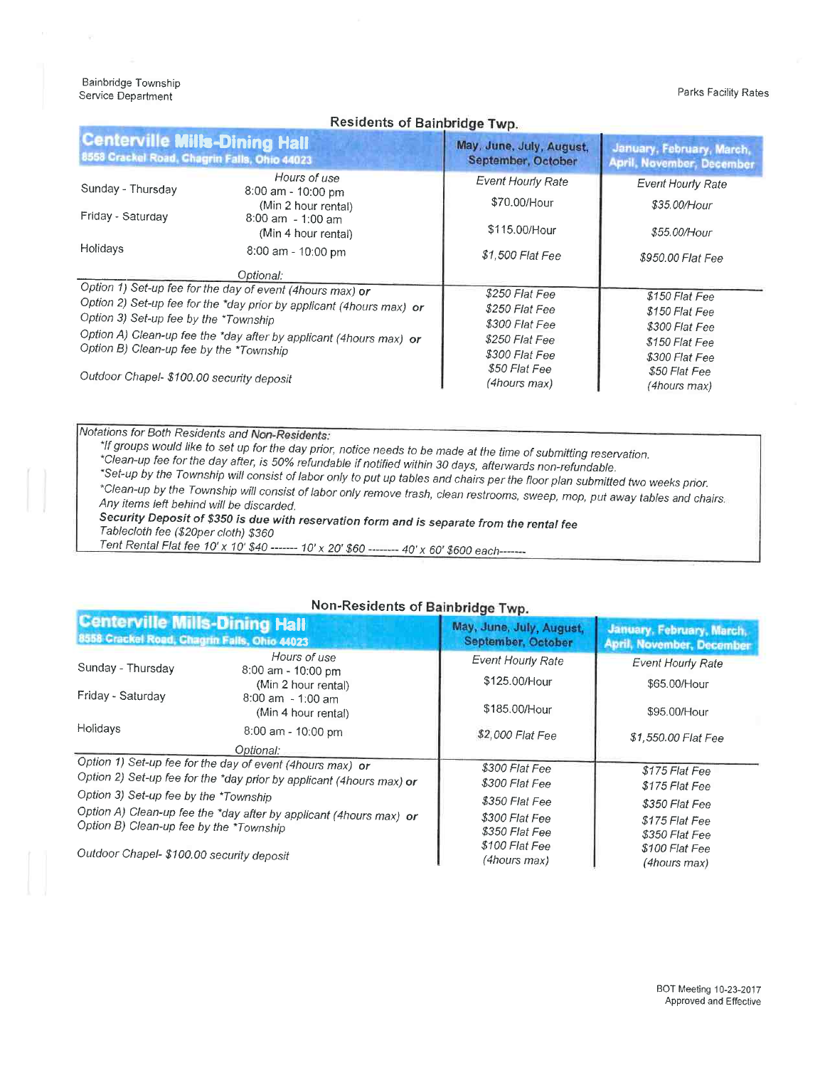Bainbridge Township
Service Department

Parks Facility Rates

## Residents of Bainbridge Twp.

| Centerville Mills-Dining Hall<br>8558 Crackel Road, Chagrin Falls, Ohio 44023 | Hours of use | May, June, July, August, September, October | January, February, March, April, November, December |
|---|---|---|---|
| | | *Event Hourly Rate* | *Event Hourly Rate* |
| Sunday - Thursday | 8:00 am - 10:00 pm (Min 2 hour rental) | $70.00/Hour | *$35.00/Hour* |
| Friday - Saturday | 8:00 am - 1:00 am (Min 4 hour rental) | $115.00/Hour | *$55.00/Hour* |
| Holidays | 8:00 am - 10:00 pm | *$1,500 Flat Fee* | *$950.00 Flat Fee* |
| *Optional:* | | | |
| *Option 1) Set-up fee for the day of event (4hours max)* **or** | | *$250 Flat Fee* | *$150 Flat Fee* |
| *Option 2) Set-up fee for the \*day prior by applicant (4hours max)* **or** | | *$250 Flat Fee* | *$150 Flat Fee* |
| *Option 3) Set-up fee by the \*Township* | | *$300 Flat Fee* | *$300 Flat Fee* |
| *Option A) Clean-up fee the \*day after by applicant (4hours max)* **or** | | *$250 Flat Fee* | *$150 Flat Fee* |
| *Option B) Clean-up fee by the \*Township* | | *$300 Flat Fee* | *$300 Flat Fee* |
| *Outdoor Chapel- $100.00 security deposit* | | *$50 Flat Fee (4hours max)* | *$50 Flat Fee (4hours max)* |

*Notations for Both Residents and Non-Residents:*

*\*If groups would like to set up for the day prior, notice needs to be made at the time of submitting reservation.*
*\*Clean-up fee for the day after, is 50% refundable if notified within 30 days, afterwards non-refundable.*
*\*Set-up by the Township will consist of labor only to put up tables and chairs per the floor plan submitted two weeks prior.*
*\*Clean-up by the Township will consist of labor only remove trash, clean restrooms, sweep, mop, put away tables and chairs. Any items left behind will be discarded.*
***Security Deposit of $350 is due with reservation form and is separate from the rental fee***
*Tablecloth fee ($20per cloth) $360*
*Tent Rental Flat fee 10' x 10' $40 ------- 10' x 20' $60 -------- 40' x 60' $600 each-------*

## Non-Residents of Bainbridge Twp.

| Centerville Mills-Dining Hall<br>8558 Crackel Road, Chagrin Falls, Ohio 44023 | Hours of use | May, June, July, August, September, October | January, February, March, April, November, December |
|---|---|---|---|
| | | *Event Hourly Rate* | *Event Hourly Rate* |
| Sunday - Thursday | 8:00 am - 10:00 pm (Min 2 hour rental) | $125.00/Hour | $65.00/Hour |
| Friday - Saturday | 8:00 am - 1:00 am (Min 4 hour rental) | $185.00/Hour | $95.00/Hour |
| Holidays | 8:00 am - 10:00 pm | *$2,000 Flat Fee* | *$1,550.00 Flat Fee* |
| *Optional:* | | | |
| *Option 1) Set-up fee for the day of event (4hours max)* **or** | | *$300 Flat Fee* | *$175 Flat Fee* |
| *Option 2) Set-up fee for the \*day prior by applicant (4hours max)* **or** | | *$300 Flat Fee* | *$175 Flat Fee* |
| *Option 3) Set-up fee by the \*Township* | | *$350 Flat Fee* | *$350 Flat Fee* |
| *Option A) Clean-up fee the \*day after by applicant (4hours max)* **or** | | *$300 Flat Fee* | *$175 Flat Fee* |
| *Option B) Clean-up fee by the \*Township* | | *$350 Flat Fee* | *$350 Flat Fee* |
| *Outdoor Chapel- $100.00 security deposit* | | *$100 Flat Fee (4hours max)* | *$100 Flat Fee (4hours max)* |

BOT Meeting 10-23-2017
Approved and Effective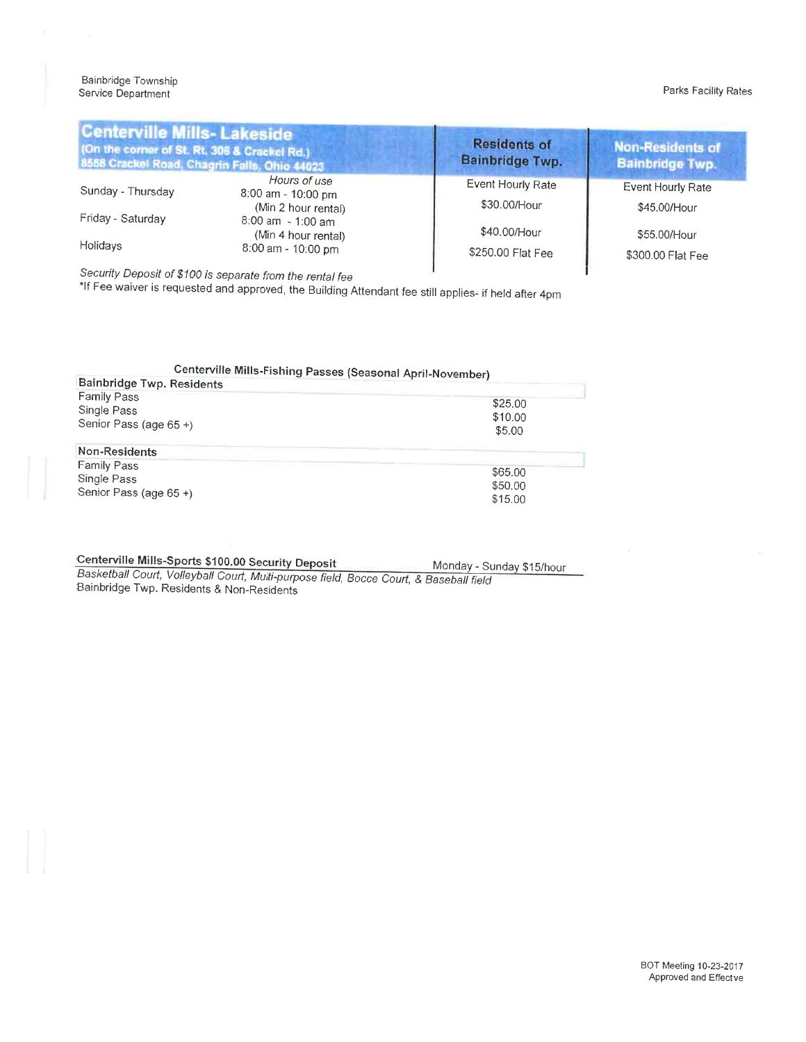Bainbridge Township
Service Department

Parks Facility Rates

| **Centerville Mills- Lakeside** (On the corner of St. Rt. 306 & Crackel Rd.) 8558 Crackel Road, Chagrin Falls, Ohio 44023 | *Hours of use* | **Residents of Bainbridge Twp.** Event Hourly Rate | **Non-Residents of Bainbridge Twp.** Event Hourly Rate |
|---|---|---|---|
| Sunday - Thursday | 8:00 am - 10:00 pm (Min 2 hour rental) | $30.00/Hour | $45.00/Hour |
| Friday - Saturday | 8:00 am - 1:00 am (Min 4 hour rental) | $40.00/Hour | $55.00/Hour |
| Holidays | 8:00 am - 10:00 pm | $250.00 Flat Fee | $300.00 Flat Fee |

*Security Deposit of $100 is separate from the rental fee*

*If Fee waiver is requested and approved, the Building Attendant fee still applies- if held after 4pm

**Centerville Mills-Fishing Passes (Seasonal April-November)**

| | |
|---|---|
| **Bainbridge Twp. Residents** | |
| Family Pass | $25.00 |
| Single Pass | $10.00 |
| Senior Pass (age 65 +) | $5.00 |
| **Non-Residents** | |
| Family Pass | $65.00 |
| Single Pass | $50.00 |
| Senior Pass (age 65 +) | $15.00 |

**Centerville Mills-Sports $100.00 Security Deposit** — Monday - Sunday $15/hour

*Basketball Court, Volleyball Court, Multi-purpose field, Bocce Court, & Baseball field*

Bainbridge Twp. Residents & Non-Residents

BOT Meeting 10-23-2017
Approved and Effectve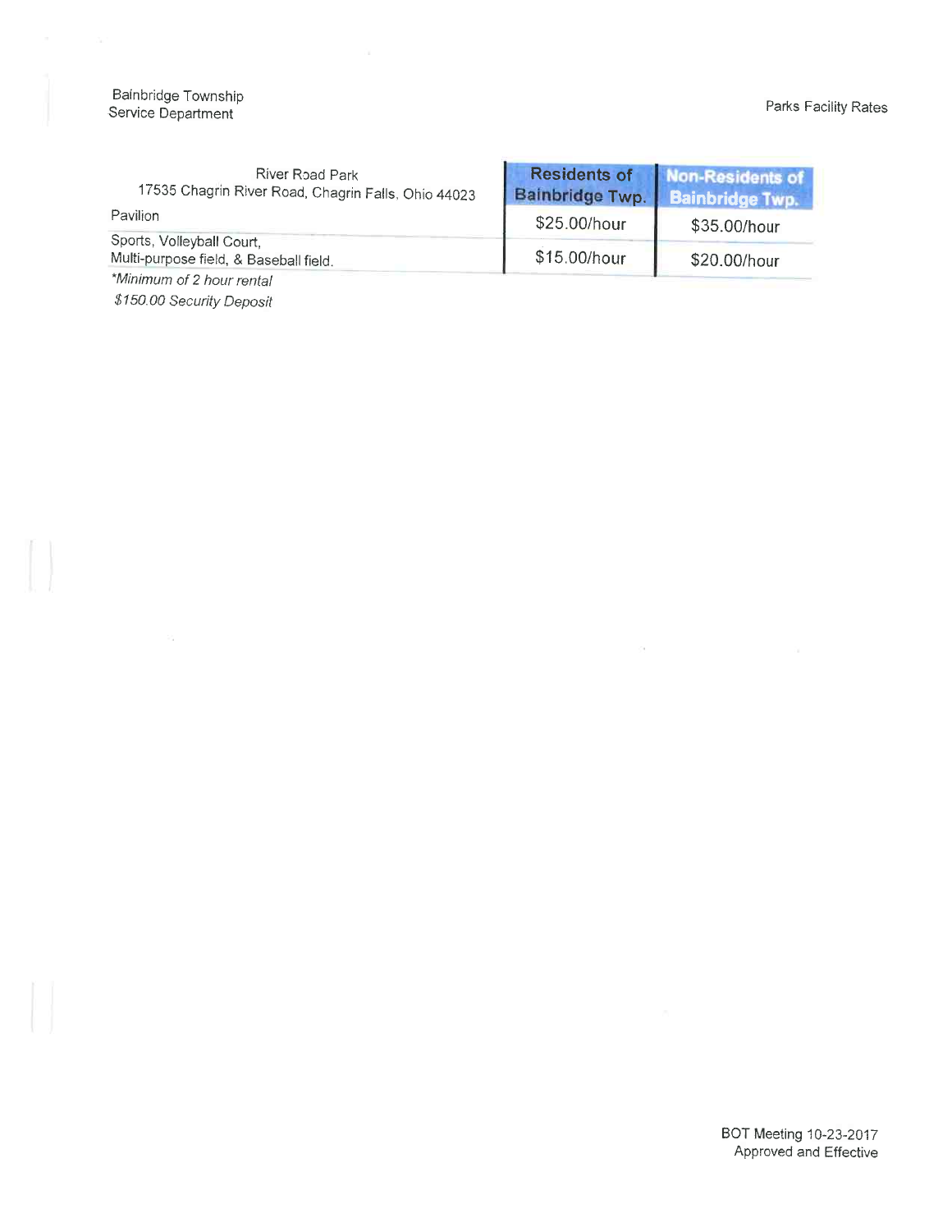Bainbridge Township
Service Department

Parks Facility Rates

| River Road Park<br>17535 Chagrin River Road, Chagrin Falls, Ohio 44023 | Residents of Bainbridge Twp. | Non-Residents of Bainbridge Twp. |
|---|---|---|
| Pavilion | $25.00/hour | $35.00/hour |
| Sports, Volleyball Court,<br>Multi-purpose field, & Baseball field. | $15.00/hour | $20.00/hour |

*\*Minimum of 2 hour rental*

*$150.00 Security Deposit*

BOT Meeting 10-23-2017
Approved and Effective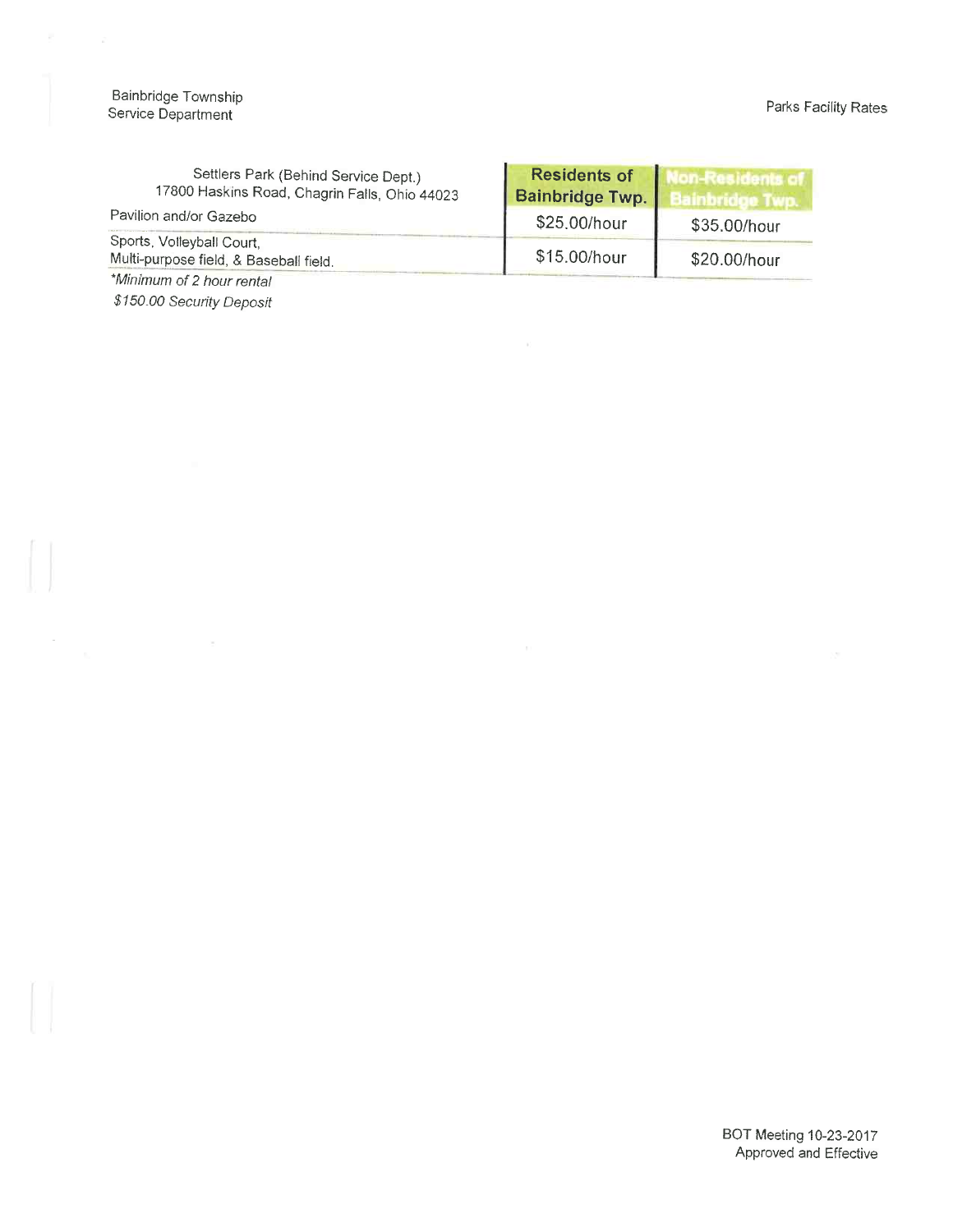Bainbridge Township
Service Department

Parks Facility Rates

| Settlers Park (Behind Service Dept.) 17800 Haskins Road, Chagrin Falls, Ohio 44023 | **Residents of Bainbridge Twp.** | **Non-Residents of Bainbridge Twp.** |
|---|---|---|
| Pavilion and/or Gazebo | $25.00/hour | $35.00/hour |
| Sports, Volleyball Court, Multi-purpose field, & Baseball field. | $15.00/hour | $20.00/hour |

*\*Minimum of 2 hour rental*

*$150.00 Security Deposit*

BOT Meeting 10-23-2017
Approved and Effective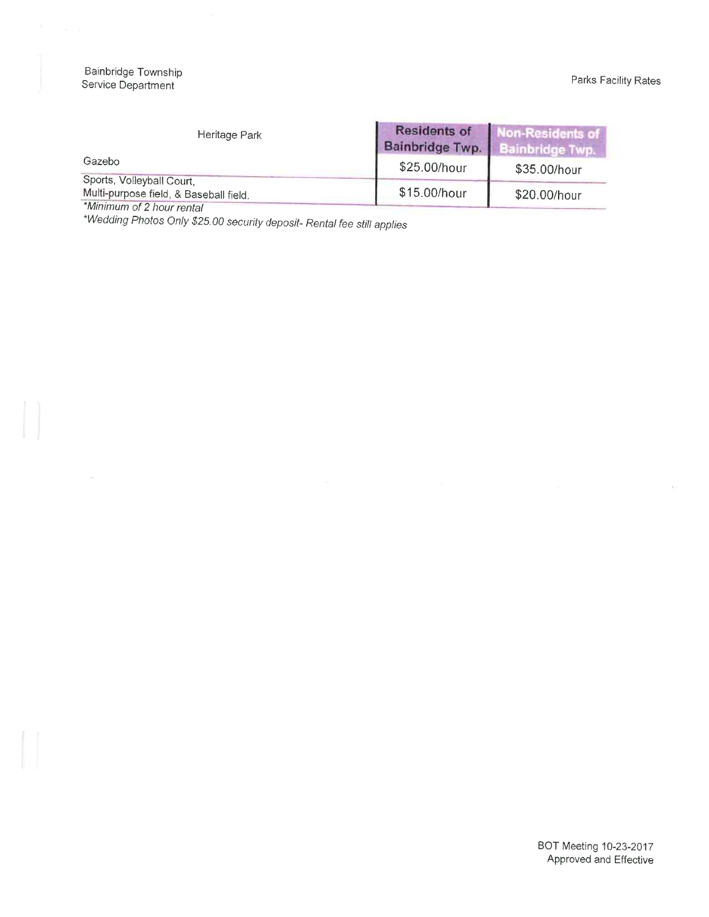Bainbridge Township
Service Department

Parks Facility Rates

| Heritage Park | Residents of Bainbridge Twp. | Non-Residents of Bainbridge Twp. |
|---|---|---|
| Gazebo | $25.00/hour | $35.00/hour |
| Sports, Volleyball Court, Multi-purpose field, & Baseball field. | $15.00/hour | $20.00/hour |

*Minimum of 2 hour rental*

*Wedding Photos Only $25.00 security deposit- Rental fee still applies*

BOT Meeting 10-23-2017
Approved and Effective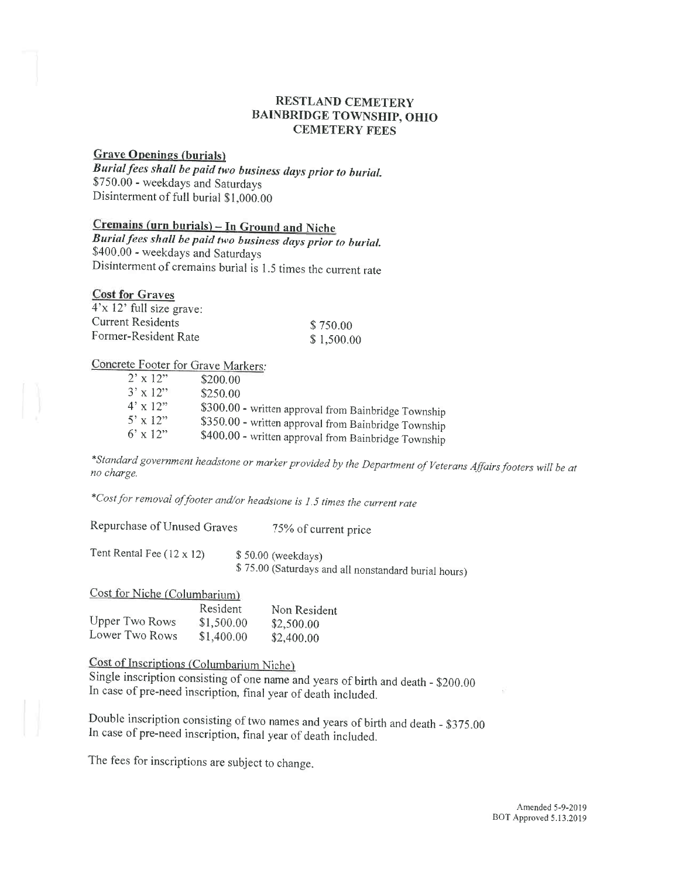# RESTLAND CEMETERY
# BAINBRIDGE TOWNSHIP, OHIO
# CEMETERY FEES

## Grave Openings (burials)

***Burial fees shall be paid two business days prior to burial.***
$750.00 - weekdays and Saturdays
Disinterment of full burial $1,000.00

## Cremains (urn burials) – In Ground and Niche

***Burial fees shall be paid two business days prior to burial.***
$400.00 - weekdays and Saturdays
Disinterment of cremains burial is 1.5 times the current rate

## Cost for Graves

4'x 12' full size grave:

| | |
|---|---|
| Current Residents | $ 750.00 |
| Former-Resident Rate | $ 1,500.00 |

Concrete Footer for Grave Markers:

| | |
|---|---|
| 2' x 12" | $200.00 |
| 3' x 12" | $250.00 |
| 4' x 12" | $300.00 - written approval from Bainbridge Township |
| 5' x 12" | $350.00 - written approval from Bainbridge Township |
| 6' x 12" | $400.00 - written approval from Bainbridge Township |

**Standard government headstone or marker provided by the Department of Veterans Affairs footers will be at no charge.*

**Cost for removal of footer and/or headstone is 1.5 times the current rate*

Repurchase of Unused Graves 75% of current price

Tent Rental Fee (12 x 12) $ 50.00 (weekdays)
$ 75.00 (Saturdays and all nonstandard burial hours)

Cost for Niche (Columbarium)

| | Resident | Non Resident |
|---|---|---|
| Upper Two Rows | $1,500.00 | $2,500.00 |
| Lower Two Rows | $1,400.00 | $2,400.00 |

Cost of Inscriptions (Columbarium Niche)

Single inscription consisting of one name and years of birth and death - $200.00
In case of pre-need inscription, final year of death included.

Double inscription consisting of two names and years of birth and death - $375.00
In case of pre-need inscription, final year of death included.

The fees for inscriptions are subject to change.

Amended 5-9-2019
BOT Approved 5.13.2019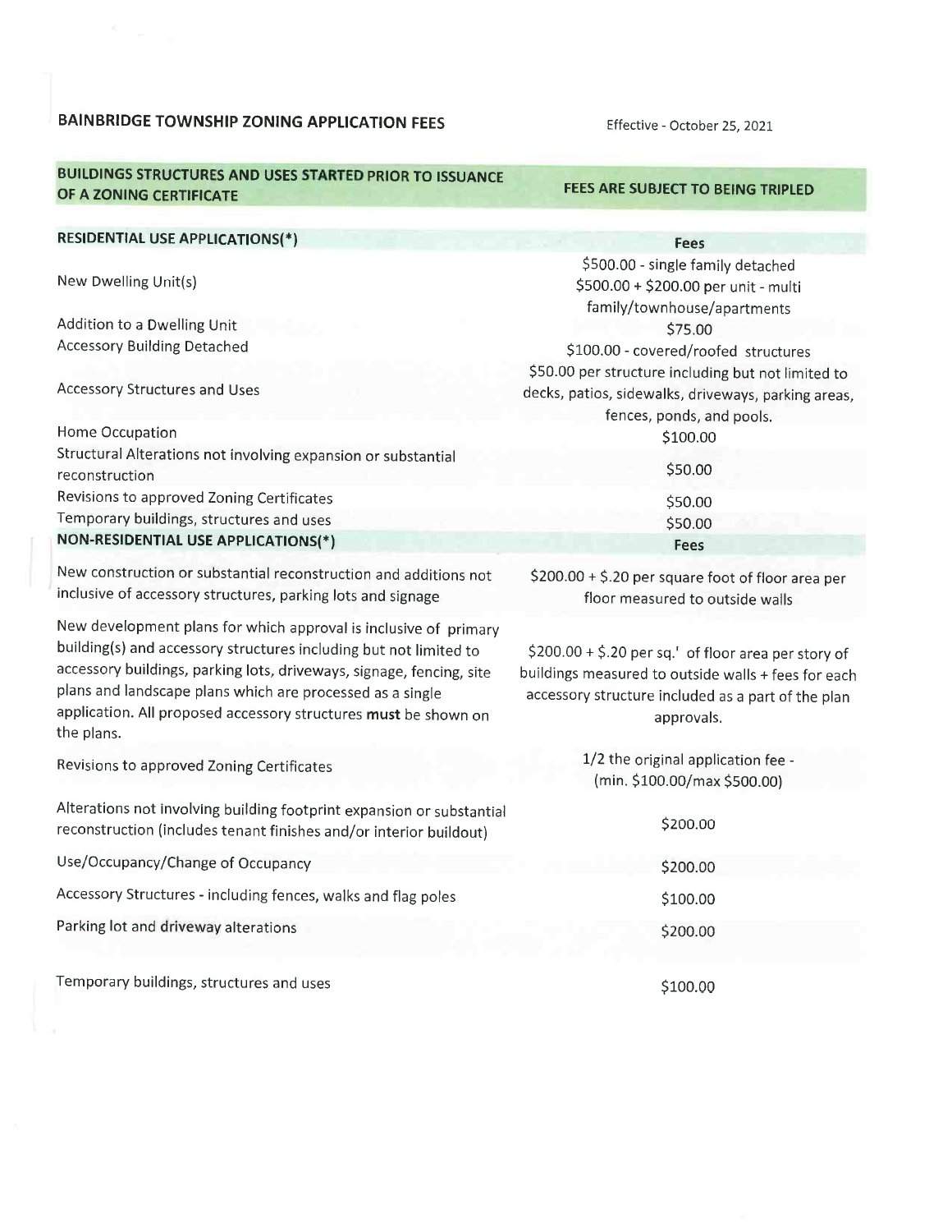# BAINBRIDGE TOWNSHIP ZONING APPLICATION FEES

Effective - October 25, 2021

| BUILDINGS STRUCTURES AND USES STARTED PRIOR TO ISSUANCE OF A ZONING CERTIFICATE | FEES ARE SUBJECT TO BEING TRIPLED |
|---|---|
| **RESIDENTIAL USE APPLICATIONS(*)** | **Fees** |
| New Dwelling Unit(s) | \$500.00 - single family detached<br>\$500.00 + \$200.00 per unit - multi family/townhouse/apartments |
| Addition to a Dwelling Unit | \$75.00 |
| Accessory Building Detached | \$100.00 - covered/roofed structures |
| Accessory Structures and Uses | \$50.00 per structure including but not limited to decks, patios, sidewalks, driveways, parking areas, fences, ponds, and pools. |
| Home Occupation | \$100.00 |
| Structural Alterations not involving expansion or substantial reconstruction | \$50.00 |
| Revisions to approved Zoning Certificates | \$50.00 |
| Temporary buildings, structures and uses | \$50.00 |
| **NON-RESIDENTIAL USE APPLICATIONS(*)** | **Fees** |
| New construction or substantial reconstruction and additions not inclusive of accessory structures, parking lots and signage | \$200.00 + \$.20 per square foot of floor area per floor measured to outside walls |
| New development plans for which approval is inclusive of primary building(s) and accessory structures including but not limited to accessory buildings, parking lots, driveways, signage, fencing, site plans and landscape plans which are processed as a single application. All proposed accessory structures **must** be shown on the plans. | \$200.00 + \$.20 per sq.' of floor area per story of buildings measured to outside walls + fees for each accessory structure included as a part of the plan approvals. |
| Revisions to approved Zoning Certificates | 1/2 the original application fee - (min. \$100.00/max \$500.00) |
| Alterations not involving building footprint expansion or substantial reconstruction (includes tenant finishes and/or interior buildout) | \$200.00 |
| Use/Occupancy/Change of Occupancy | \$200.00 |
| Accessory Structures - including fences, walks and flag poles | \$100.00 |
| Parking lot and driveway alterations | \$200.00 |
| Temporary buildings, structures and uses | \$100.00 |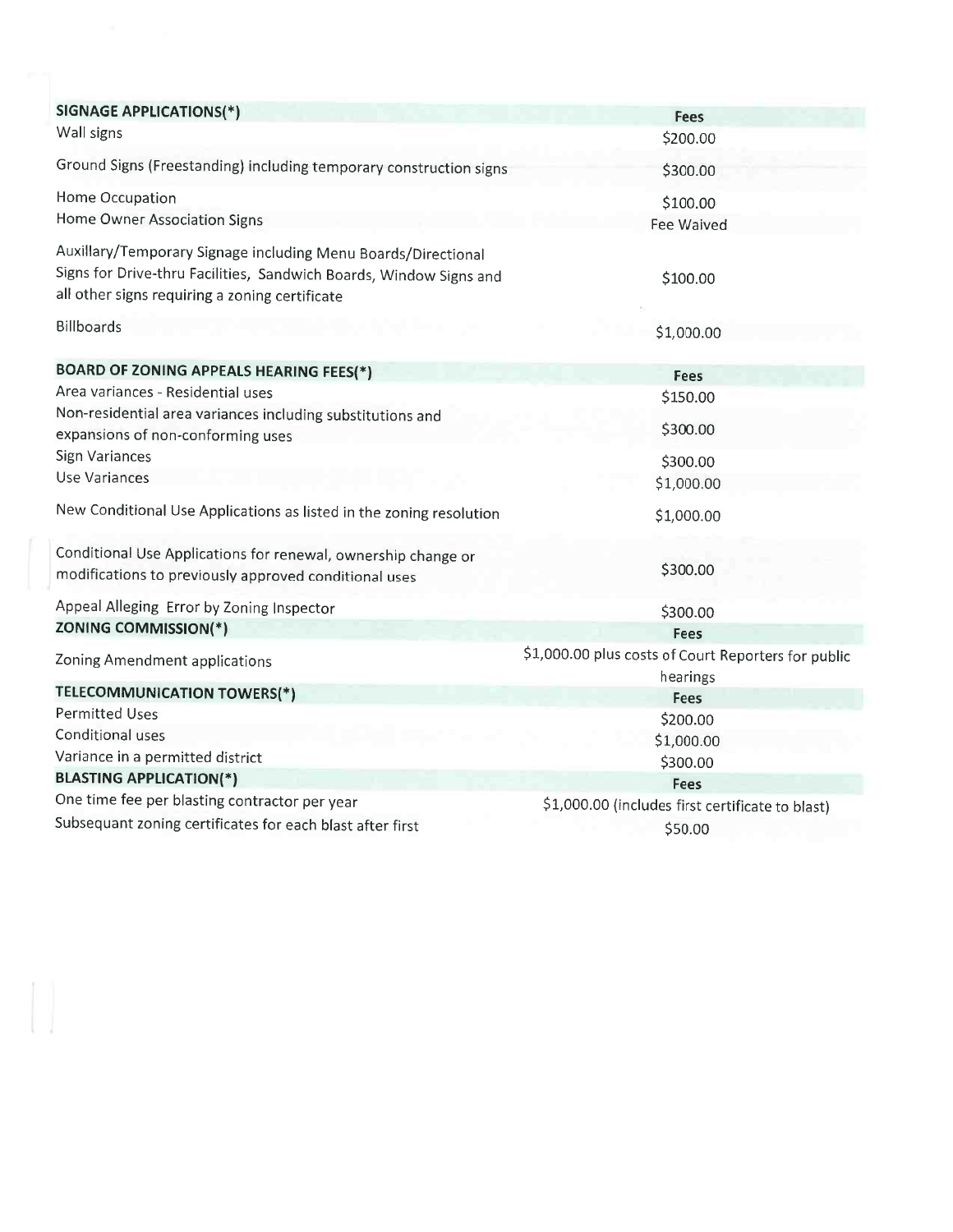| SIGNAGE APPLICATIONS(*) | Fees |
|---|---|
| Wall signs | $200.00 |
| Ground Signs (Freestanding) including temporary construction signs | $300.00 |
| Home Occupation | $100.00 |
| Home Owner Association Signs | Fee Waived |
| Auxillary/Temporary Signage including Menu Boards/Directional Signs for Drive-thru Facilities, Sandwich Boards, Window Signs and all other signs requiring a zoning certificate | $100.00 |
| Billboards | $1,000.00 |
| **BOARD OF ZONING APPEALS HEARING FEES(*)** | **Fees** |
| Area variances - Residential uses | $150.00 |
| Non-residential area variances including substitutions and expansions of non-conforming uses | $300.00 |
| Sign Variances | $300.00 |
| Use Variances | $1,000.00 |
| New Conditional Use Applications as listed in the zoning resolution | $1,000.00 |
| Conditional Use Applications for renewal, ownership change or modifications to previously approved conditional uses | $300.00 |
| Appeal Alleging Error by Zoning Inspector | $300.00 |
| **ZONING COMMISSION(*)** | **Fees** |
| Zoning Amendment applications | $1,000.00 plus costs of Court Reporters for public hearings |
| **TELECOMMUNICATION TOWERS(*)** | **Fees** |
| Permitted Uses | $200.00 |
| Conditional uses | $1,000.00 |
| Variance in a permitted district | $300.00 |
| **BLASTING APPLICATION(*)** | **Fees** |
| One time fee per blasting contractor per year | $1,000.00 (includes first certificate to blast) |
| Subsequant zoning certificates for each blast after first | $50.00 |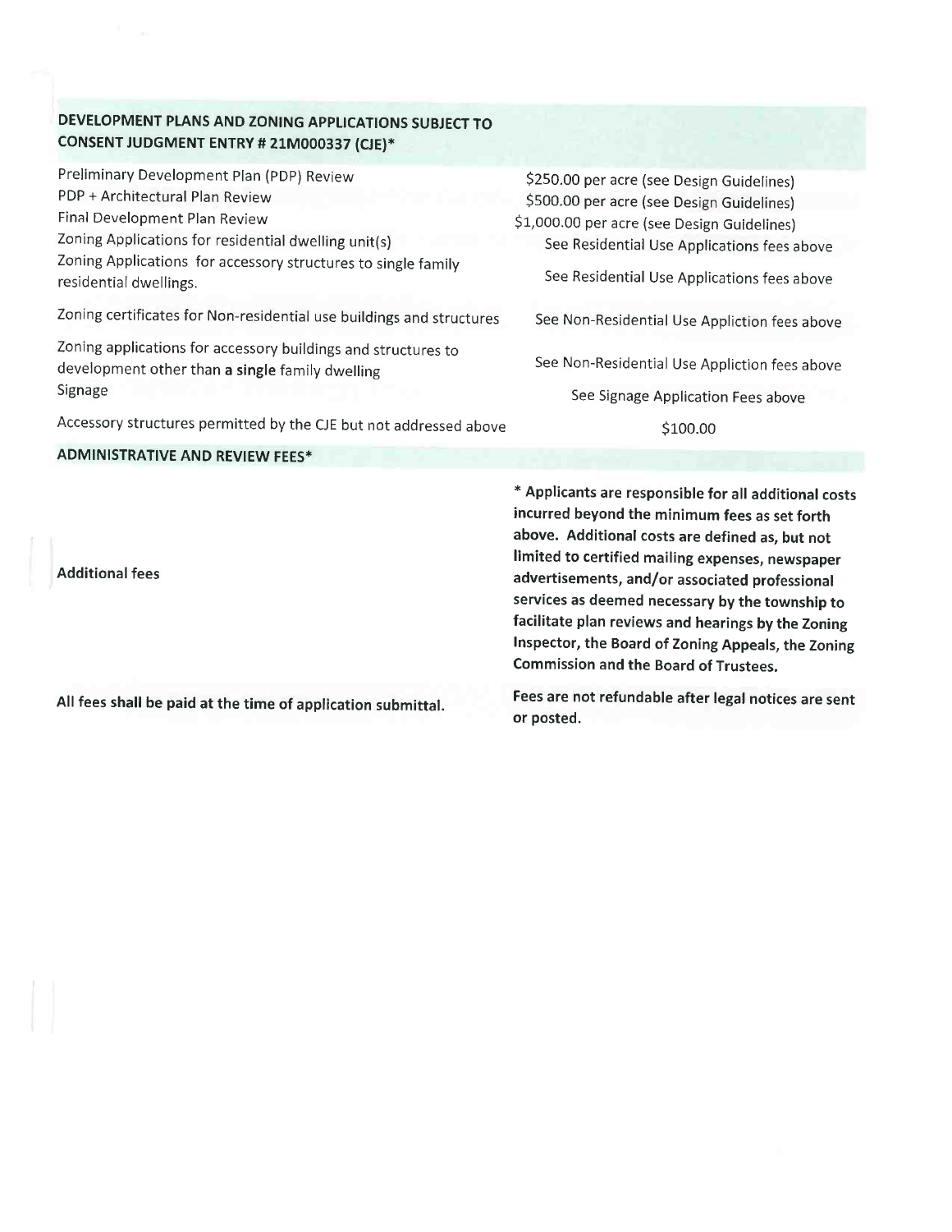| DEVELOPMENT PLANS AND ZONING APPLICATIONS SUBJECT TO CONSENT JUDGMENT ENTRY # 21M000337 (CJE)* | |
|---|---|
| Preliminary Development Plan (PDP) Review | $250.00 per acre (see Design Guidelines) |
| PDP + Architectural Plan Review | $500.00 per acre (see Design Guidelines) |
| Final Development Plan Review | $1,000.00 per acre (see Design Guidelines) |
| Zoning Applications for residential dwelling unit(s) | See Residential Use Applications fees above |
| Zoning Applications for accessory structures to single family residential dwellings. | See Residential Use Applications fees above |
| Zoning certificates for Non-residential use buildings and structures | See Non-Residential Use Appliction fees above |
| Zoning applications for accessory buildings and structures to development other than **a single** family dwelling | See Non-Residential Use Appliction fees above |
| Signage | See Signage Application Fees above |
| Accessory structures permitted by the CJE but not addressed above | $100.00 |
| **ADMINISTRATIVE AND REVIEW FEES*** | |
| **Additional fees** | **\* Applicants are responsible for all additional costs incurred beyond the minimum fees as set forth above. Additional costs are defined as, but not limited to certified mailing expenses, newspaper advertisements, and/or associated professional services as deemed necessary by the township to facilitate plan reviews and hearings by the Zoning Inspector, the Board of Zoning Appeals, the Zoning Commission and the Board of Trustees.** |
| **All fees shall be paid at the time of application submittal.** | **Fees are not refundable after legal notices are sent or posted.** |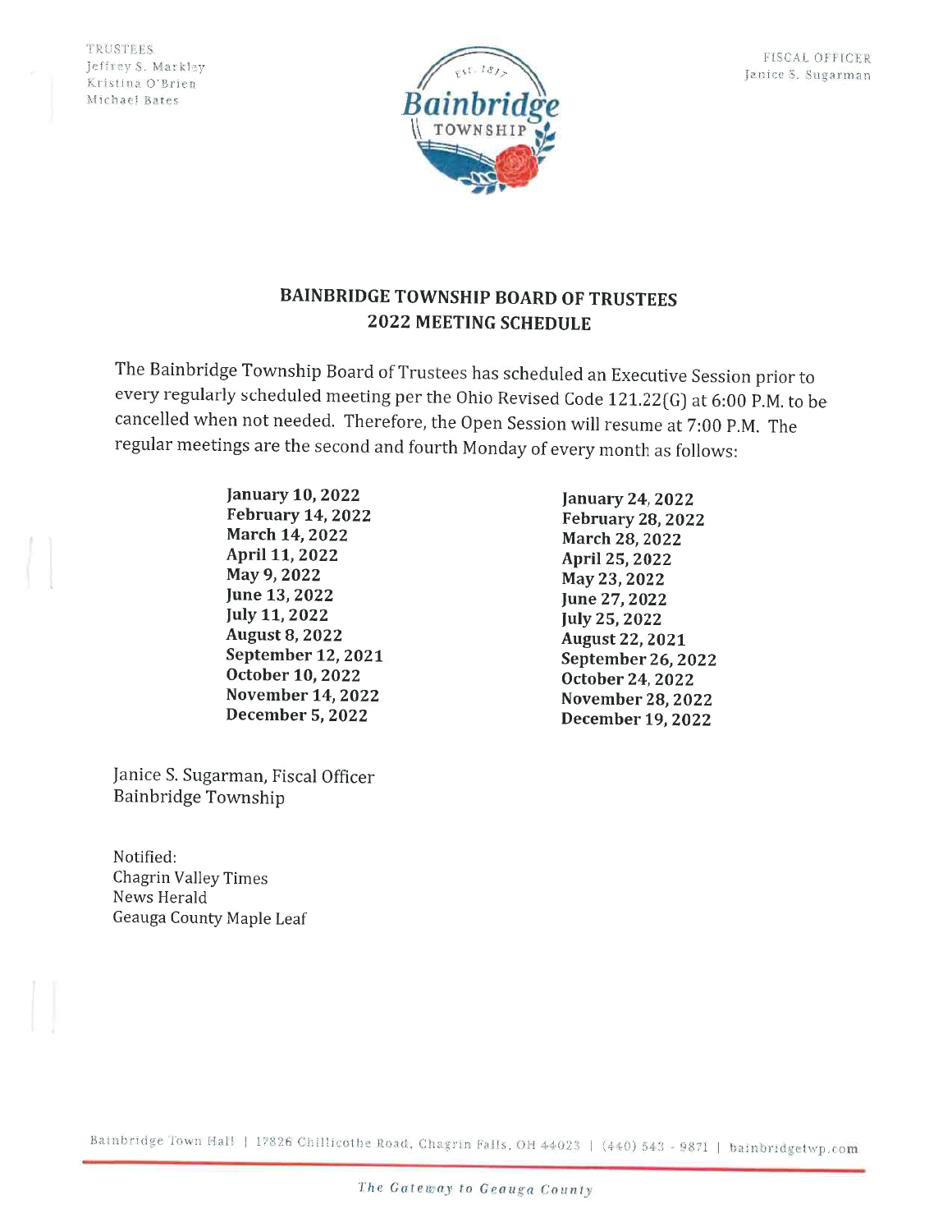TRUSTEES
Jeffrey S. Markley
Kristina O'Brien
Michael Bates

FISCAL OFFICER
Janice S. Sugarman

## BAINBRIDGE TOWNSHIP BOARD OF TRUSTEES
## 2022 MEETING SCHEDULE

The Bainbridge Township Board of Trustees has scheduled an Executive Session prior to every regularly scheduled meeting per the Ohio Revised Code 121.22(G) at 6:00 P.M. to be cancelled when not needed. Therefore, the Open Session will resume at 7:00 P.M. The regular meetings are the second and fourth Monday of every month as follows:

| | |
|---|---|
| **January 10, 2022** | **January 24, 2022** |
| **February 14, 2022** | **February 28, 2022** |
| **March 14, 2022** | **March 28, 2022** |
| **April 11, 2022** | **April 25, 2022** |
| **May 9, 2022** | **May 23, 2022** |
| **June 13, 2022** | **June 27, 2022** |
| **July 11, 2022** | **July 25, 2022** |
| **August 8, 2022** | **August 22, 2021** |
| **September 12, 2021** | **September 26, 2022** |
| **October 10, 2022** | **October 24, 2022** |
| **November 14, 2022** | **November 28, 2022** |
| **December 5, 2022** | **December 19, 2022** |

Janice S. Sugarman, Fiscal Officer
Bainbridge Township

Notified:
Chagrin Valley Times
News Herald
Geauga County Maple Leaf

Bainbridge Town Hall | 17826 Chillicothe Road, Chagrin Falls, OH 44023 | (440) 543 - 9871 | bainbridgetwp.com

*The Gateway to Geauga County*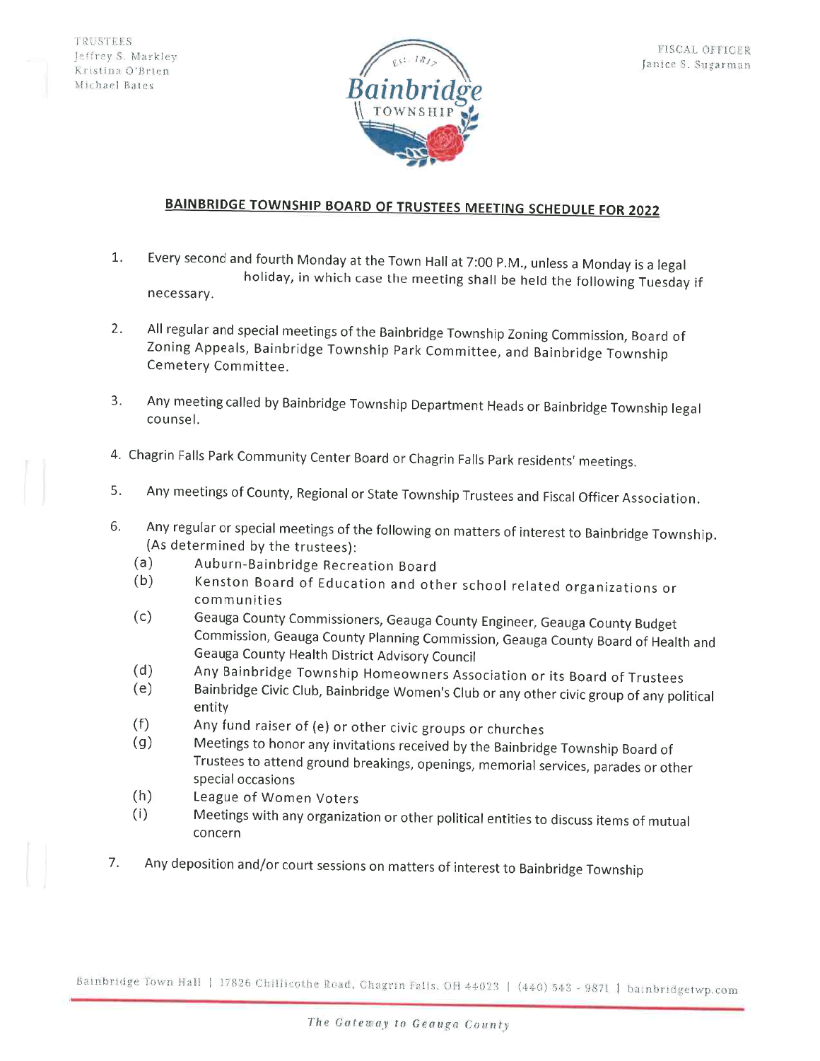TRUSTEES
Jeffrey S. Markley
Kristina O'Brien
Michael Bates

FISCAL OFFICER
Janice S. Sugarman

Est. 1817
Bainbridge
TOWNSHIP

## BAINBRIDGE TOWNSHIP BOARD OF TRUSTEES MEETING SCHEDULE FOR 2022

1. Every second and fourth Monday at the Town Hall at 7:00 P.M., unless a Monday is a legal holiday, in which case the meeting shall be held the following Tuesday if necessary.

2. All regular and special meetings of the Bainbridge Township Zoning Commission, Board of Zoning Appeals, Bainbridge Township Park Committee, and Bainbridge Township Cemetery Committee.

3. Any meeting called by Bainbridge Township Department Heads or Bainbridge Township legal counsel.

4. Chagrin Falls Park Community Center Board or Chagrin Falls Park residents' meetings.

5. Any meetings of County, Regional or State Township Trustees and Fiscal Officer Association.

6. Any regular or special meetings of the following on matters of interest to Bainbridge Township. (As determined by the trustees):
   - (a) Auburn-Bainbridge Recreation Board
   - (b) Kenston Board of Education and other school related organizations or communities
   - (c) Geauga County Commissioners, Geauga County Engineer, Geauga County Budget Commission, Geauga County Planning Commission, Geauga County Board of Health and Geauga County Health District Advisory Council
   - (d) Any Bainbridge Township Homeowners Association or its Board of Trustees
   - (e) Bainbridge Civic Club, Bainbridge Women's Club or any other civic group of any political entity
   - (f) Any fund raiser of (e) or other civic groups or churches
   - (g) Meetings to honor any invitations received by the Bainbridge Township Board of Trustees to attend ground breakings, openings, memorial services, parades or other special occasions
   - (h) League of Women Voters
   - (i) Meetings with any organization or other political entities to discuss items of mutual concern

7. Any deposition and/or court sessions on matters of interest to Bainbridge Township

Bainbridge Town Hall | 17826 Chillicothe Road, Chagrin Falls, OH 44023 | (440) 543 - 9871 | bainbridgetwp.com

*The Gateway to Geauga County*